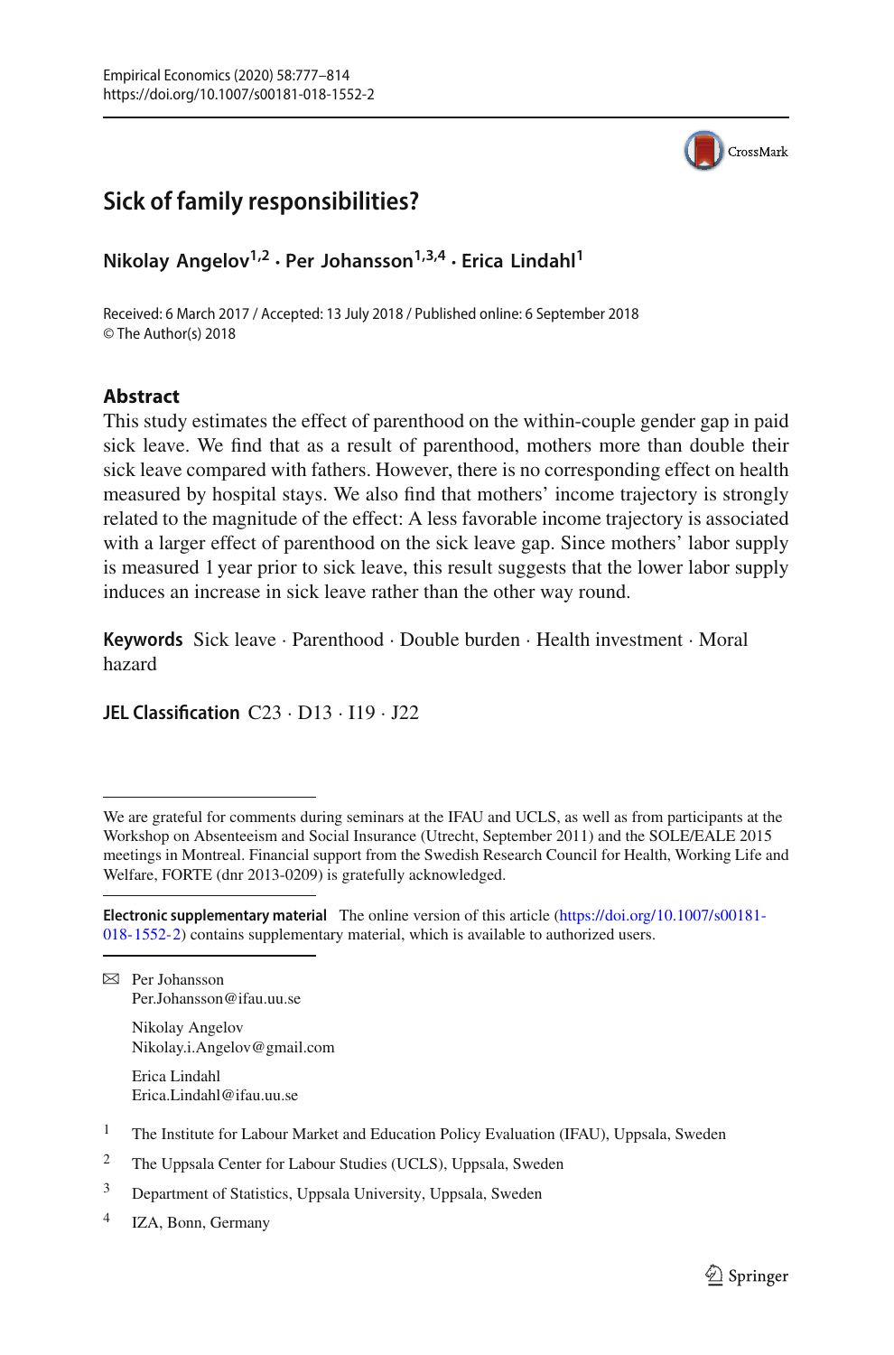# Sick of family responsibilities?

**Nikolay Angelov**[1,2] **· Per Johansson**[1,3,4] **· Erica Lindahl**[1]

Received: 6 March 2017 / Accepted: 13 July 2018 / Published online: 6 September 2018
© The Author(s) 2018

## Abstract

This study estimates the effect of parenthood on the within-couple gender gap in paid sick leave. We find that as a result of parenthood, mothers more than double their sick leave compared with fathers. However, there is no corresponding effect on health measured by hospital stays. We also find that mothers' income trajectory is strongly related to the magnitude of the effect: A less favorable income trajectory is associated with a larger effect of parenthood on the sick leave gap. Since mothers' labor supply is measured 1 year prior to sick leave, this result suggests that the lower labor supply induces an increase in sick leave rather than the other way round.

**Keywords** Sick leave · Parenthood · Double burden · Health investment · Moral hazard

**JEL Classification** C23 · D13 · I19 · J22

---

We are grateful for comments during seminars at the IFAU and UCLS, as well as from participants at the Workshop on Absenteeism and Social Insurance (Utrecht, September 2011) and the SOLE/EALE 2015 meetings in Montreal. Financial support from the Swedish Research Council for Health, Working Life and Welfare, FORTE (dnr 2013-0209) is gratefully acknowledged.

**Electronic supplementary material** The online version of this article (https://doi.org/10.1007/s00181-018-1552-2) contains supplementary material, which is available to authorized users.

---

✉ Per Johansson
Per.Johansson@ifau.uu.se

Nikolay Angelov
Nikolay.i.Angelov@gmail.com

Erica Lindahl
Erica.Lindahl@ifau.uu.se

1 The Institute for Labour Market and Education Policy Evaluation (IFAU), Uppsala, Sweden

2 The Uppsala Center for Labour Studies (UCLS), Uppsala, Sweden

3 Department of Statistics, Uppsala University, Uppsala, Sweden

4 IZA, Bonn, Germany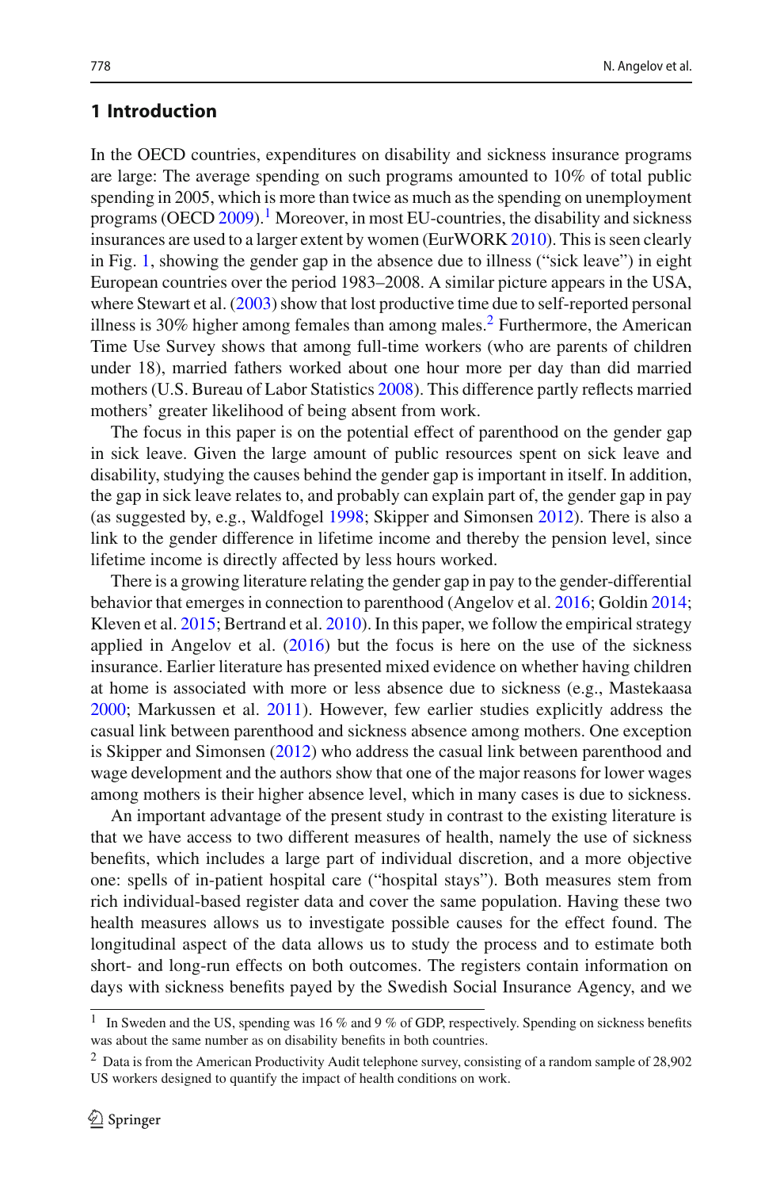## 1 Introduction

In the OECD countries, expenditures on disability and sickness insurance programs are large: The average spending on such programs amounted to 10% of total public spending in 2005, which is more than twice as much as the spending on unemployment programs (OECD 2009).[1] Moreover, in most EU-countries, the disability and sickness insurances are used to a larger extent by women (EurWORK 2010). This is seen clearly in Fig. 1, showing the gender gap in the absence due to illness ("sick leave") in eight European countries over the period 1983–2008. A similar picture appears in the USA, where Stewart et al. (2003) show that lost productive time due to self-reported personal illness is 30% higher among females than among males.[2] Furthermore, the American Time Use Survey shows that among full-time workers (who are parents of children under 18), married fathers worked about one hour more per day than did married mothers (U.S. Bureau of Labor Statistics 2008). This difference partly reflects married mothers' greater likelihood of being absent from work.

The focus in this paper is on the potential effect of parenthood on the gender gap in sick leave. Given the large amount of public resources spent on sick leave and disability, studying the causes behind the gender gap is important in itself. In addition, the gap in sick leave relates to, and probably can explain part of, the gender gap in pay (as suggested by, e.g., Waldfogel 1998; Skipper and Simonsen 2012). There is also a link to the gender difference in lifetime income and thereby the pension level, since lifetime income is directly affected by less hours worked.

There is a growing literature relating the gender gap in pay to the gender-differential behavior that emerges in connection to parenthood (Angelov et al. 2016; Goldin 2014; Kleven et al. 2015; Bertrand et al. 2010). In this paper, we follow the empirical strategy applied in Angelov et al. (2016) but the focus is here on the use of the sickness insurance. Earlier literature has presented mixed evidence on whether having children at home is associated with more or less absence due to sickness (e.g., Mastekaasa 2000; Markussen et al. 2011). However, few earlier studies explicitly address the casual link between parenthood and sickness absence among mothers. One exception is Skipper and Simonsen (2012) who address the casual link between parenthood and wage development and the authors show that one of the major reasons for lower wages among mothers is their higher absence level, which in many cases is due to sickness.

An important advantage of the present study in contrast to the existing literature is that we have access to two different measures of health, namely the use of sickness benefits, which includes a large part of individual discretion, and a more objective one: spells of in-patient hospital care ("hospital stays"). Both measures stem from rich individual-based register data and cover the same population. Having these two health measures allows us to investigate possible causes for the effect found. The longitudinal aspect of the data allows us to study the process and to estimate both short- and long-run effects on both outcomes. The registers contain information on days with sickness benefits payed by the Swedish Social Insurance Agency, and we

[1] In Sweden and the US, spending was 16 % and 9 % of GDP, respectively. Spending on sickness benefits was about the same number as on disability benefits in both countries.

[2] Data is from the American Productivity Audit telephone survey, consisting of a random sample of 28,902 US workers designed to quantify the impact of health conditions on work.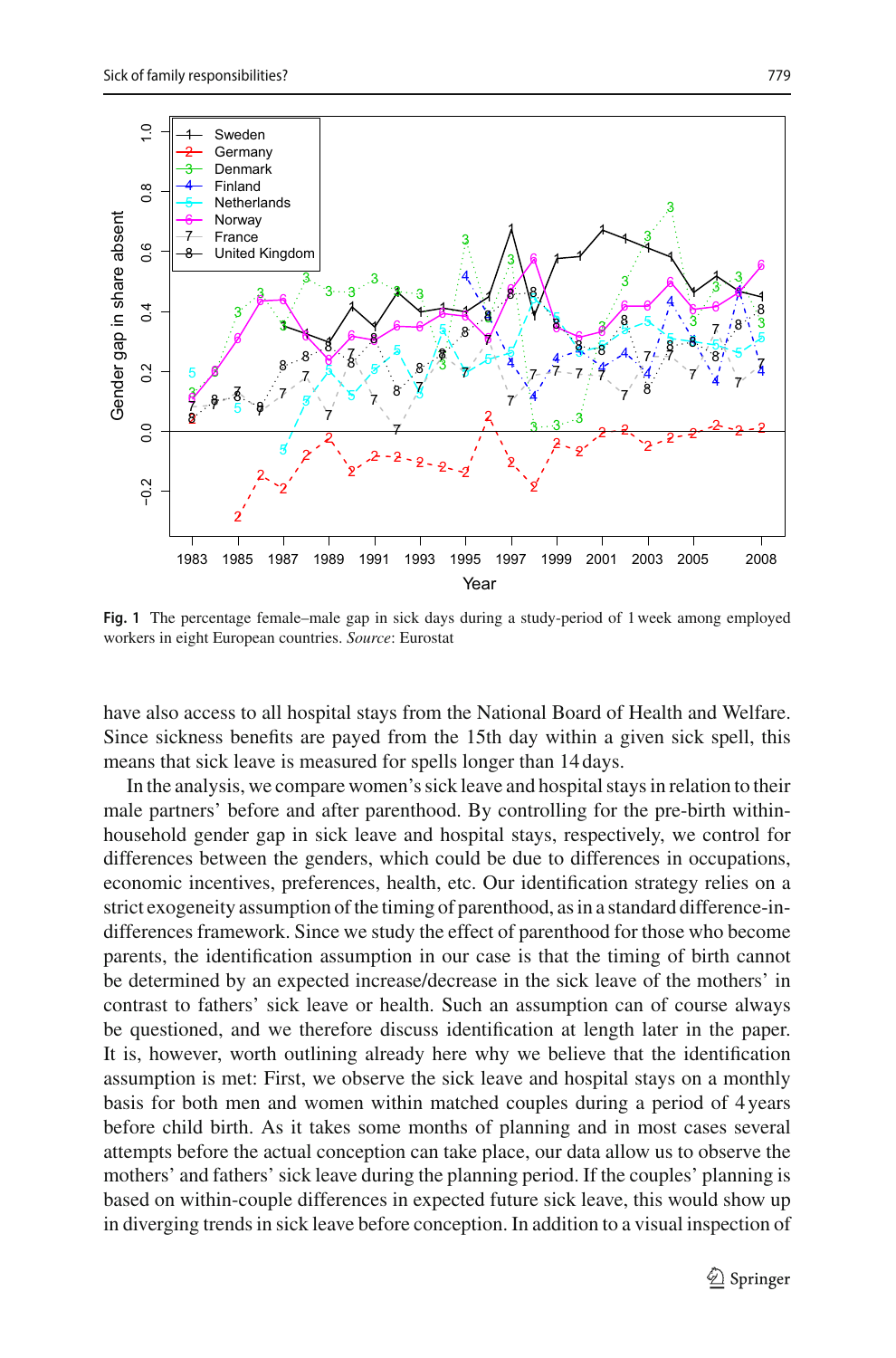Fig. 1 The percentage female–male gap in sick days during a study-period of 1 week among employed workers in eight European countries. *Source*: Eurostat

have also access to all hospital stays from the National Board of Health and Welfare. Since sickness benefits are payed from the 15th day within a given sick spell, this means that sick leave is measured for spells longer than 14 days.

In the analysis, we compare women's sick leave and hospital stays in relation to their male partners' before and after parenthood. By controlling for the pre-birth within-household gender gap in sick leave and hospital stays, respectively, we control for differences between the genders, which could be due to differences in occupations, economic incentives, preferences, health, etc. Our identification strategy relies on a strict exogeneity assumption of the timing of parenthood, as in a standard difference-in-differences framework. Since we study the effect of parenthood for those who become parents, the identification assumption in our case is that the timing of birth cannot be determined by an expected increase/decrease in the sick leave of the mothers' in contrast to fathers' sick leave or health. Such an assumption can of course always be questioned, and we therefore discuss identification at length later in the paper. It is, however, worth outlining already here why we believe that the identification assumption is met: First, we observe the sick leave and hospital stays on a monthly basis for both men and women within matched couples during a period of 4 years before child birth. As it takes some months of planning and in most cases several attempts before the actual conception can take place, our data allow us to observe the mothers' and fathers' sick leave during the planning period. If the couples' planning is based on within-couple differences in expected future sick leave, this would show up in diverging trends in sick leave before conception. In addition to a visual inspection of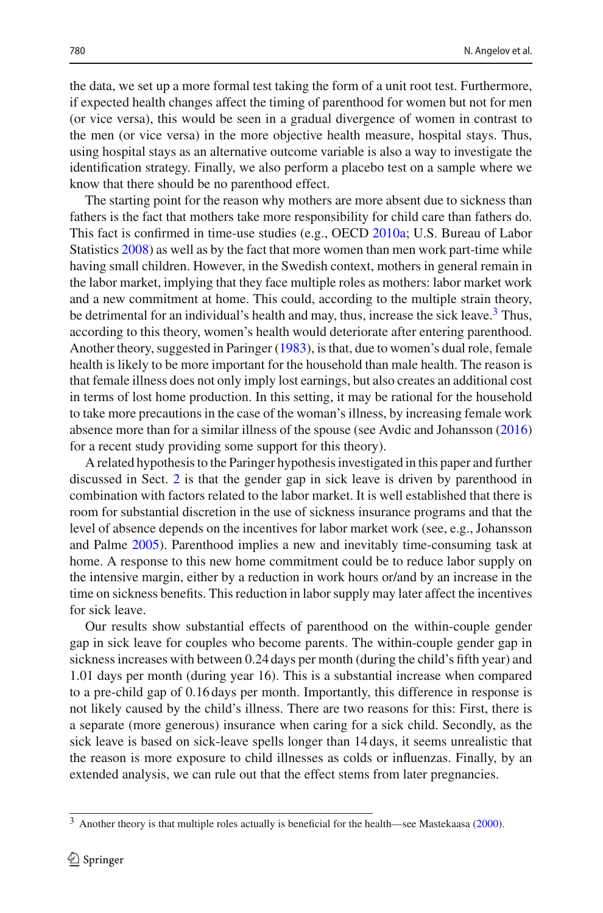the data, we set up a more formal test taking the form of a unit root test. Furthermore, if expected health changes affect the timing of parenthood for women but not for men (or vice versa), this would be seen in a gradual divergence of women in contrast to the men (or vice versa) in the more objective health measure, hospital stays. Thus, using hospital stays as an alternative outcome variable is also a way to investigate the identification strategy. Finally, we also perform a placebo test on a sample where we know that there should be no parenthood effect.

The starting point for the reason why mothers are more absent due to sickness than fathers is the fact that mothers take more responsibility for child care than fathers do. This fact is confirmed in time-use studies (e.g., OECD 2010a; U.S. Bureau of Labor Statistics 2008) as well as by the fact that more women than men work part-time while having small children. However, in the Swedish context, mothers in general remain in the labor market, implying that they face multiple roles as mothers: labor market work and a new commitment at home. This could, according to the multiple strain theory, be detrimental for an individual's health and may, thus, increase the sick leave.[3] Thus, according to this theory, women's health would deteriorate after entering parenthood. Another theory, suggested in Paringer (1983), is that, due to women's dual role, female health is likely to be more important for the household than male health. The reason is that female illness does not only imply lost earnings, but also creates an additional cost in terms of lost home production. In this setting, it may be rational for the household to take more precautions in the case of the woman's illness, by increasing female work absence more than for a similar illness of the spouse (see Avdic and Johansson (2016) for a recent study providing some support for this theory).

A related hypothesis to the Paringer hypothesis investigated in this paper and further discussed in Sect. 2 is that the gender gap in sick leave is driven by parenthood in combination with factors related to the labor market. It is well established that there is room for substantial discretion in the use of sickness insurance programs and that the level of absence depends on the incentives for labor market work (see, e.g., Johansson and Palme 2005). Parenthood implies a new and inevitably time-consuming task at home. A response to this new home commitment could be to reduce labor supply on the intensive margin, either by a reduction in work hours or/and by an increase in the time on sickness benefits. This reduction in labor supply may later affect the incentives for sick leave.

Our results show substantial effects of parenthood on the within-couple gender gap in sick leave for couples who become parents. The within-couple gender gap in sickness increases with between 0.24 days per month (during the child's fifth year) and 1.01 days per month (during year 16). This is a substantial increase when compared to a pre-child gap of 0.16 days per month. Importantly, this difference in response is not likely caused by the child's illness. There are two reasons for this: First, there is a separate (more generous) insurance when caring for a sick child. Secondly, as the sick leave is based on sick-leave spells longer than 14 days, it seems unrealistic that the reason is more exposure to child illnesses as colds or influenzas. Finally, by an extended analysis, we can rule out that the effect stems from later pregnancies.

---

[3] Another theory is that multiple roles actually is beneficial for the health—see Mastekaasa (2000).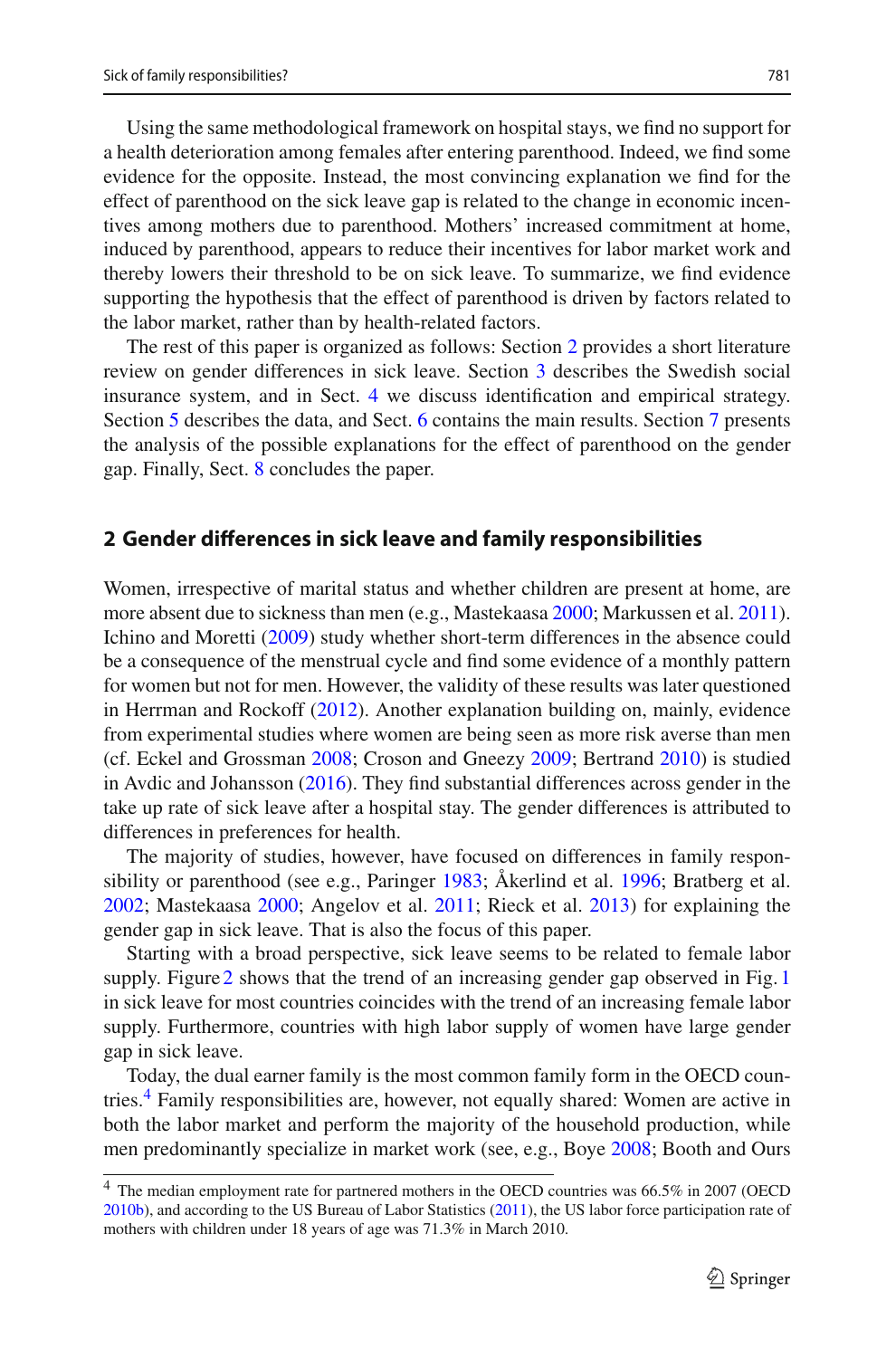Using the same methodological framework on hospital stays, we find no support for a health deterioration among females after entering parenthood. Indeed, we find some evidence for the opposite. Instead, the most convincing explanation we find for the effect of parenthood on the sick leave gap is related to the change in economic incentives among mothers due to parenthood. Mothers' increased commitment at home, induced by parenthood, appears to reduce their incentives for labor market work and thereby lowers their threshold to be on sick leave. To summarize, we find evidence supporting the hypothesis that the effect of parenthood is driven by factors related to the labor market, rather than by health-related factors.

The rest of this paper is organized as follows: Section 2 provides a short literature review on gender differences in sick leave. Section 3 describes the Swedish social insurance system, and in Sect. 4 we discuss identification and empirical strategy. Section 5 describes the data, and Sect. 6 contains the main results. Section 7 presents the analysis of the possible explanations for the effect of parenthood on the gender gap. Finally, Sect. 8 concludes the paper.

## 2 Gender differences in sick leave and family responsibilities

Women, irrespective of marital status and whether children are present at home, are more absent due to sickness than men (e.g., Mastekaasa 2000; Markussen et al. 2011). Ichino and Moretti (2009) study whether short-term differences in the absence could be a consequence of the menstrual cycle and find some evidence of a monthly pattern for women but not for men. However, the validity of these results was later questioned in Herrman and Rockoff (2012). Another explanation building on, mainly, evidence from experimental studies where women are being seen as more risk averse than men (cf. Eckel and Grossman 2008; Croson and Gneezy 2009; Bertrand 2010) is studied in Avdic and Johansson (2016). They find substantial differences across gender in the take up rate of sick leave after a hospital stay. The gender differences is attributed to differences in preferences for health.

The majority of studies, however, have focused on differences in family responsibility or parenthood (see e.g., Paringer 1983; Åkerlind et al. 1996; Bratberg et al. 2002; Mastekaasa 2000; Angelov et al. 2011; Rieck et al. 2013) for explaining the gender gap in sick leave. That is also the focus of this paper.

Starting with a broad perspective, sick leave seems to be related to female labor supply. Figure 2 shows that the trend of an increasing gender gap observed in Fig. 1 in sick leave for most countries coincides with the trend of an increasing female labor supply. Furthermore, countries with high labor supply of women have large gender gap in sick leave.

Today, the dual earner family is the most common family form in the OECD countries.[4] Family responsibilities are, however, not equally shared: Women are active in both the labor market and perform the majority of the household production, while men predominantly specialize in market work (see, e.g., Boye 2008; Booth and Ours

[4] The median employment rate for partnered mothers in the OECD countries was 66.5% in 2007 (OECD 2010b), and according to the US Bureau of Labor Statistics (2011), the US labor force participation rate of mothers with children under 18 years of age was 71.3% in March 2010.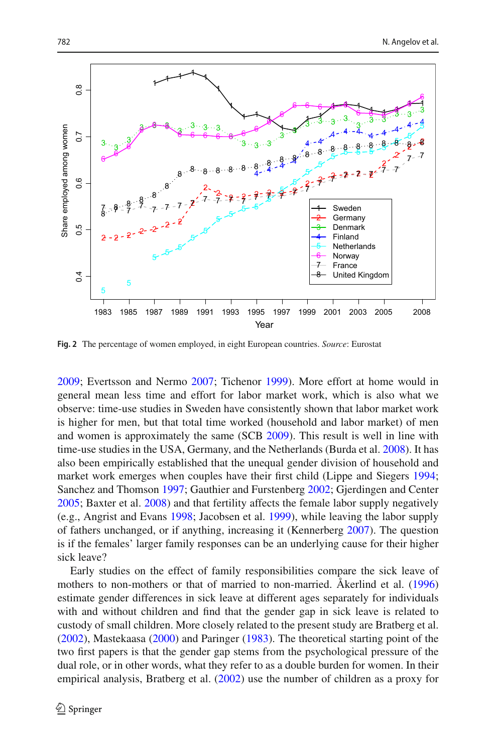Fig. 2 The percentage of women employed, in eight European countries. *Source*: Eurostat

2009; Evertsson and Nermo 2007; Tichenor 1999). More effort at home would in general mean less time and effort for labor market work, which is also what we observe: time-use studies in Sweden have consistently shown that labor market work is higher for men, but that total time worked (household and labor market) of men and women is approximately the same (SCB 2009). This result is well in line with time-use studies in the USA, Germany, and the Netherlands (Burda et al. 2008). It has also been empirically established that the unequal gender division of household and market work emerges when couples have their first child (Lippe and Siegers 1994; Sanchez and Thomson 1997; Gauthier and Furstenberg 2002; Gjerdingen and Center 2005; Baxter et al. 2008) and that fertility affects the female labor supply negatively (e.g., Angrist and Evans 1998; Jacobsen et al. 1999), while leaving the labor supply of fathers unchanged, or if anything, increasing it (Kennerberg 2007). The question is if the females' larger family responses can be an underlying cause for their higher sick leave?

Early studies on the effect of family responsibilities compare the sick leave of mothers to non-mothers or that of married to non-married. Åkerlind et al. (1996) estimate gender differences in sick leave at different ages separately for individuals with and without children and find that the gender gap in sick leave is related to custody of small children. More closely related to the present study are Bratberg et al. (2002), Mastekaasa (2000) and Paringer (1983). The theoretical starting point of the two first papers is that the gender gap stems from the psychological pressure of the dual role, or in other words, what they refer to as a double burden for women. In their empirical analysis, Bratberg et al. (2002) use the number of children as a proxy for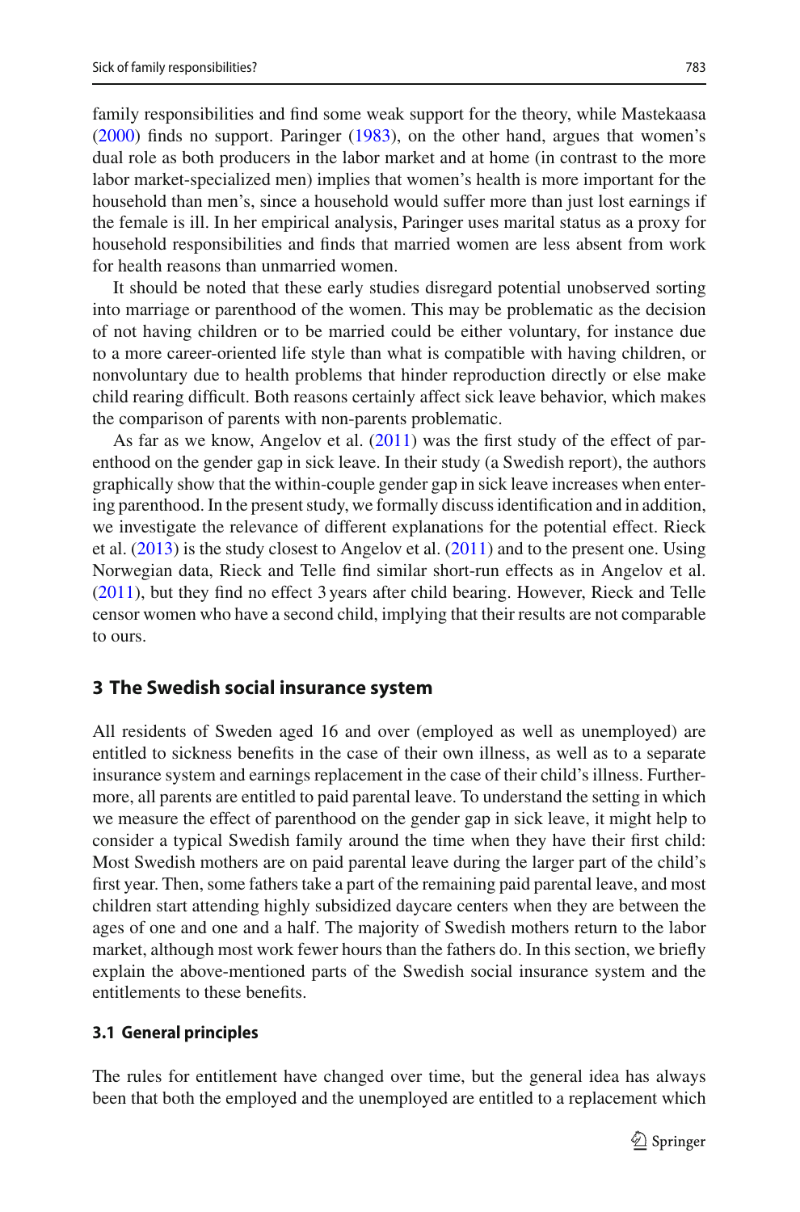family responsibilities and find some weak support for the theory, while Mastekaasa (2000) finds no support. Paringer (1983), on the other hand, argues that women's dual role as both producers in the labor market and at home (in contrast to the more labor market-specialized men) implies that women's health is more important for the household than men's, since a household would suffer more than just lost earnings if the female is ill. In her empirical analysis, Paringer uses marital status as a proxy for household responsibilities and finds that married women are less absent from work for health reasons than unmarried women.

It should be noted that these early studies disregard potential unobserved sorting into marriage or parenthood of the women. This may be problematic as the decision of not having children or to be married could be either voluntary, for instance due to a more career-oriented life style than what is compatible with having children, or nonvoluntary due to health problems that hinder reproduction directly or else make child rearing difficult. Both reasons certainly affect sick leave behavior, which makes the comparison of parents with non-parents problematic.

As far as we know, Angelov et al. (2011) was the first study of the effect of parenthood on the gender gap in sick leave. In their study (a Swedish report), the authors graphically show that the within-couple gender gap in sick leave increases when entering parenthood. In the present study, we formally discuss identification and in addition, we investigate the relevance of different explanations for the potential effect. Rieck et al. (2013) is the study closest to Angelov et al. (2011) and to the present one. Using Norwegian data, Rieck and Telle find similar short-run effects as in Angelov et al. (2011), but they find no effect 3 years after child bearing. However, Rieck and Telle censor women who have a second child, implying that their results are not comparable to ours.

## 3 The Swedish social insurance system

All residents of Sweden aged 16 and over (employed as well as unemployed) are entitled to sickness benefits in the case of their own illness, as well as to a separate insurance system and earnings replacement in the case of their child's illness. Furthermore, all parents are entitled to paid parental leave. To understand the setting in which we measure the effect of parenthood on the gender gap in sick leave, it might help to consider a typical Swedish family around the time when they have their first child: Most Swedish mothers are on paid parental leave during the larger part of the child's first year. Then, some fathers take a part of the remaining paid parental leave, and most children start attending highly subsidized daycare centers when they are between the ages of one and one and a half. The majority of Swedish mothers return to the labor market, although most work fewer hours than the fathers do. In this section, we briefly explain the above-mentioned parts of the Swedish social insurance system and the entitlements to these benefits.

### 3.1 General principles

The rules for entitlement have changed over time, but the general idea has always been that both the employed and the unemployed are entitled to a replacement which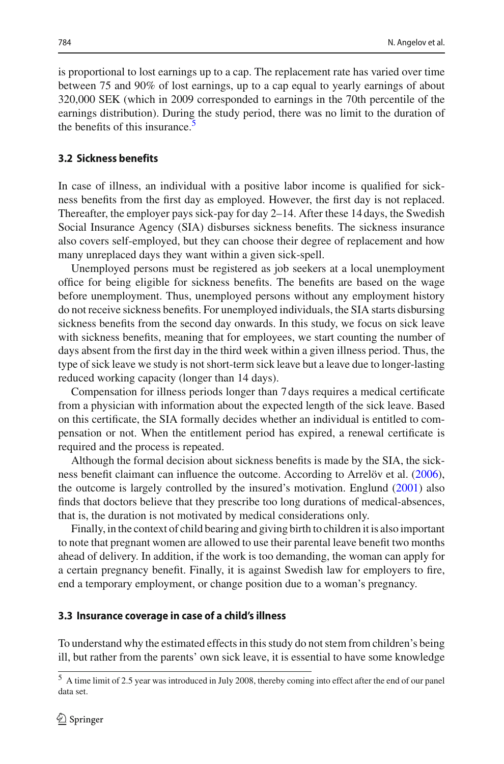is proportional to lost earnings up to a cap. The replacement rate has varied over time between 75 and 90% of lost earnings, up to a cap equal to yearly earnings of about 320,000 SEK (which in 2009 corresponded to earnings in the 70th percentile of the earnings distribution). During the study period, there was no limit to the duration of the benefits of this insurance.[5]

### 3.2 Sickness benefits

In case of illness, an individual with a positive labor income is qualified for sickness benefits from the first day as employed. However, the first day is not replaced. Thereafter, the employer pays sick-pay for day 2–14. After these 14 days, the Swedish Social Insurance Agency (SIA) disburses sickness benefits. The sickness insurance also covers self-employed, but they can choose their degree of replacement and how many unreplaced days they want within a given sick-spell.

Unemployed persons must be registered as job seekers at a local unemployment office for being eligible for sickness benefits. The benefits are based on the wage before unemployment. Thus, unemployed persons without any employment history do not receive sickness benefits. For unemployed individuals, the SIA starts disbursing sickness benefits from the second day onwards. In this study, we focus on sick leave with sickness benefits, meaning that for employees, we start counting the number of days absent from the first day in the third week within a given illness period. Thus, the type of sick leave we study is not short-term sick leave but a leave due to longer-lasting reduced working capacity (longer than 14 days).

Compensation for illness periods longer than 7 days requires a medical certificate from a physician with information about the expected length of the sick leave. Based on this certificate, the SIA formally decides whether an individual is entitled to compensation or not. When the entitlement period has expired, a renewal certificate is required and the process is repeated.

Although the formal decision about sickness benefits is made by the SIA, the sickness benefit claimant can influence the outcome. According to Arrelöv et al. (2006), the outcome is largely controlled by the insured's motivation. Englund (2001) also finds that doctors believe that they prescribe too long durations of medical-absences, that is, the duration is not motivated by medical considerations only.

Finally, in the context of child bearing and giving birth to children it is also important to note that pregnant women are allowed to use their parental leave benefit two months ahead of delivery. In addition, if the work is too demanding, the woman can apply for a certain pregnancy benefit. Finally, it is against Swedish law for employers to fire, end a temporary employment, or change position due to a woman's pregnancy.

### 3.3 Insurance coverage in case of a child's illness

To understand why the estimated effects in this study do not stem from children's being ill, but rather from the parents' own sick leave, it is essential to have some knowledge

[5] A time limit of 2.5 year was introduced in July 2008, thereby coming into effect after the end of our panel data set.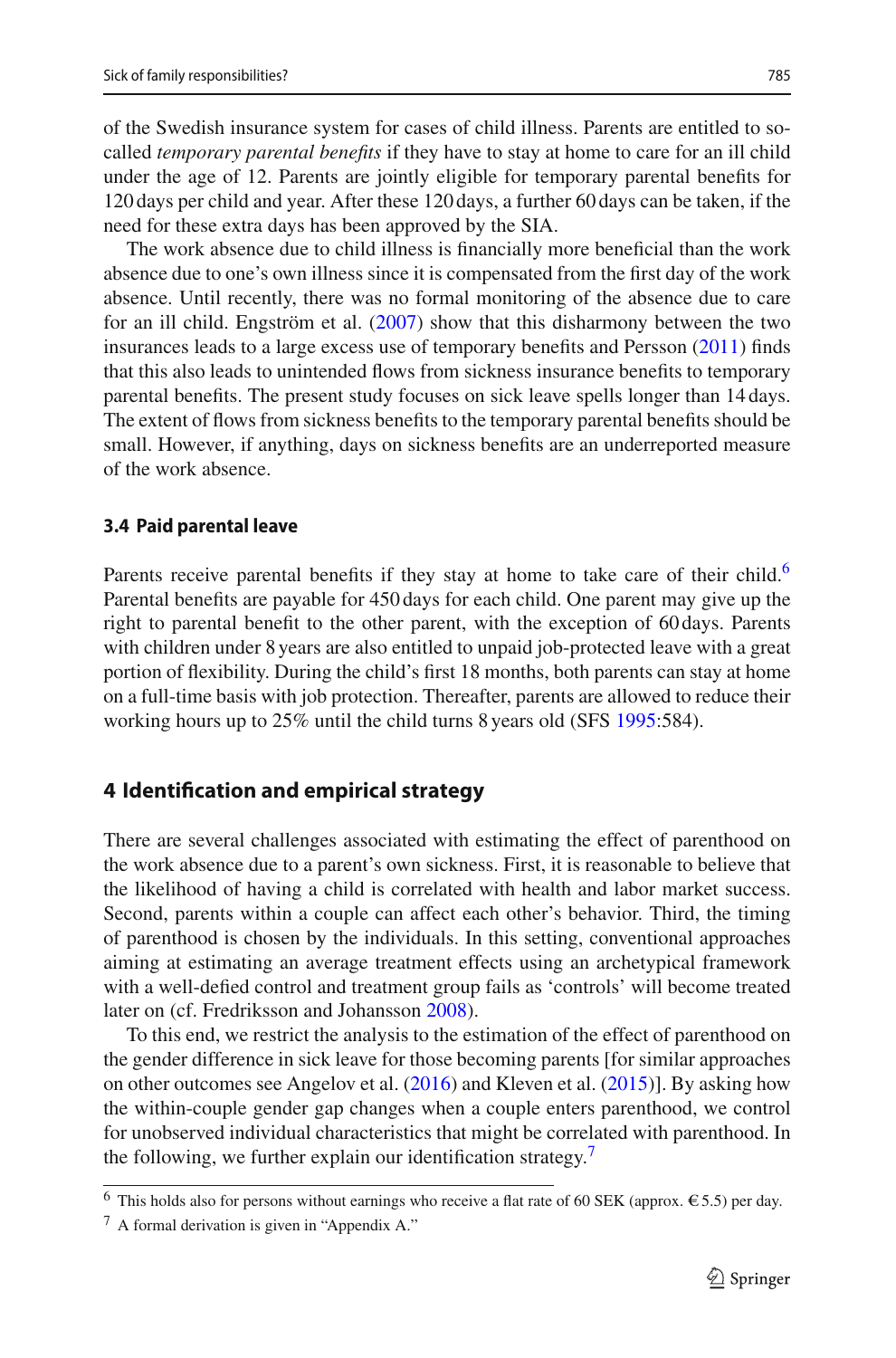of the Swedish insurance system for cases of child illness. Parents are entitled to so-called *temporary parental benefits* if they have to stay at home to care for an ill child under the age of 12. Parents are jointly eligible for temporary parental benefits for 120 days per child and year. After these 120 days, a further 60 days can be taken, if the need for these extra days has been approved by the SIA.

The work absence due to child illness is financially more beneficial than the work absence due to one's own illness since it is compensated from the first day of the work absence. Until recently, there was no formal monitoring of the absence due to care for an ill child. Engström et al. (2007) show that this disharmony between the two insurances leads to a large excess use of temporary benefits and Persson (2011) finds that this also leads to unintended flows from sickness insurance benefits to temporary parental benefits. The present study focuses on sick leave spells longer than 14 days. The extent of flows from sickness benefits to the temporary parental benefits should be small. However, if anything, days on sickness benefits are an underreported measure of the work absence.

### 3.4 Paid parental leave

Parents receive parental benefits if they stay at home to take care of their child.[6] Parental benefits are payable for 450 days for each child. One parent may give up the right to parental benefit to the other parent, with the exception of 60 days. Parents with children under 8 years are also entitled to unpaid job-protected leave with a great portion of flexibility. During the child's first 18 months, both parents can stay at home on a full-time basis with job protection. Thereafter, parents are allowed to reduce their working hours up to 25% until the child turns 8 years old (SFS 1995:584).

## 4 Identification and empirical strategy

There are several challenges associated with estimating the effect of parenthood on the work absence due to a parent's own sickness. First, it is reasonable to believe that the likelihood of having a child is correlated with health and labor market success. Second, parents within a couple can affect each other's behavior. Third, the timing of parenthood is chosen by the individuals. In this setting, conventional approaches aiming at estimating an average treatment effects using an archetypical framework with a well-defied control and treatment group fails as 'controls' will become treated later on (cf. Fredriksson and Johansson 2008).

To this end, we restrict the analysis to the estimation of the effect of parenthood on the gender difference in sick leave for those becoming parents [for similar approaches on other outcomes see Angelov et al. (2016) and Kleven et al. (2015)]. By asking how the within-couple gender gap changes when a couple enters parenthood, we control for unobserved individual characteristics that might be correlated with parenthood. In the following, we further explain our identification strategy.[7]

[6] This holds also for persons without earnings who receive a flat rate of 60 SEK (approx. €5.5) per day.

[7] A formal derivation is given in "Appendix A."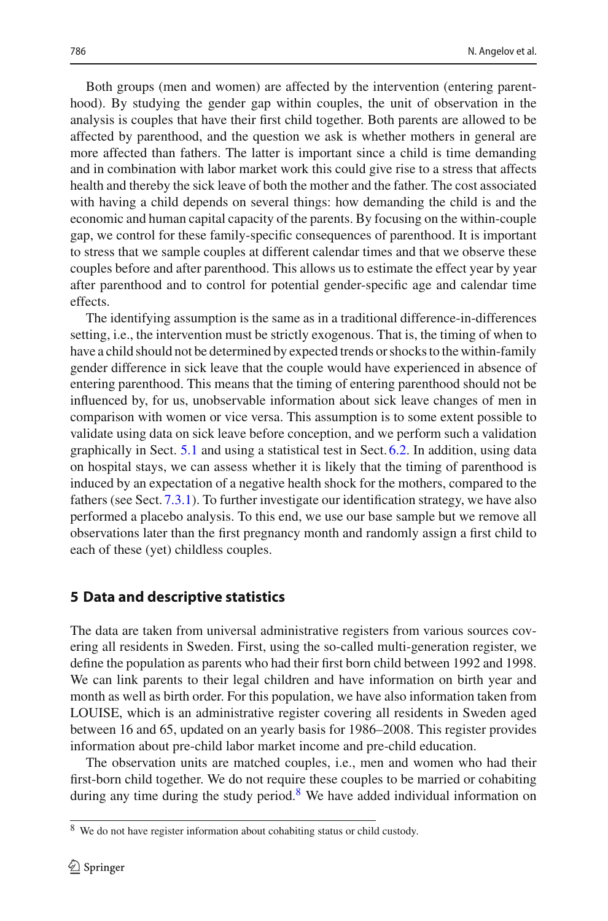Both groups (men and women) are affected by the intervention (entering parenthood). By studying the gender gap within couples, the unit of observation in the analysis is couples that have their first child together. Both parents are allowed to be affected by parenthood, and the question we ask is whether mothers in general are more affected than fathers. The latter is important since a child is time demanding and in combination with labor market work this could give rise to a stress that affects health and thereby the sick leave of both the mother and the father. The cost associated with having a child depends on several things: how demanding the child is and the economic and human capital capacity of the parents. By focusing on the within-couple gap, we control for these family-specific consequences of parenthood. It is important to stress that we sample couples at different calendar times and that we observe these couples before and after parenthood. This allows us to estimate the effect year by year after parenthood and to control for potential gender-specific age and calendar time effects.

The identifying assumption is the same as in a traditional difference-in-differences setting, i.e., the intervention must be strictly exogenous. That is, the timing of when to have a child should not be determined by expected trends or shocks to the within-family gender difference in sick leave that the couple would have experienced in absence of entering parenthood. This means that the timing of entering parenthood should not be influenced by, for us, unobservable information about sick leave changes of men in comparison with women or vice versa. This assumption is to some extent possible to validate using data on sick leave before conception, and we perform such a validation graphically in Sect. 5.1 and using a statistical test in Sect. 6.2. In addition, using data on hospital stays, we can assess whether it is likely that the timing of parenthood is induced by an expectation of a negative health shock for the mothers, compared to the fathers (see Sect. 7.3.1). To further investigate our identification strategy, we have also performed a placebo analysis. To this end, we use our base sample but we remove all observations later than the first pregnancy month and randomly assign a first child to each of these (yet) childless couples.

## 5 Data and descriptive statistics

The data are taken from universal administrative registers from various sources covering all residents in Sweden. First, using the so-called multi-generation register, we define the population as parents who had their first born child between 1992 and 1998. We can link parents to their legal children and have information on birth year and month as well as birth order. For this population, we have also information taken from LOUISE, which is an administrative register covering all residents in Sweden aged between 16 and 65, updated on an yearly basis for 1986–2008. This register provides information about pre-child labor market income and pre-child education.

The observation units are matched couples, i.e., men and women who had their first-born child together. We do not require these couples to be married or cohabiting during any time during the study period.[8] We have added individual information on

[8] We do not have register information about cohabiting status or child custody.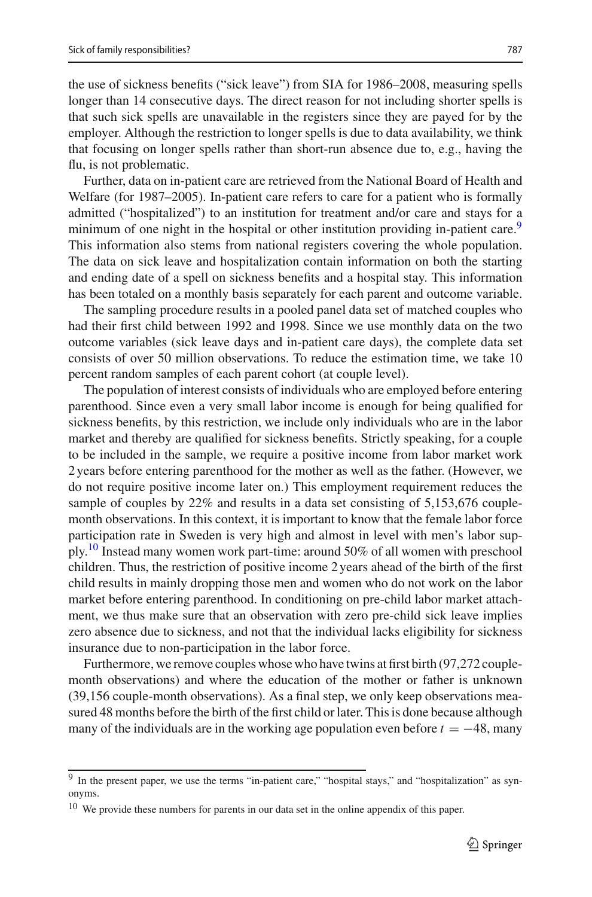the use of sickness benefits ("sick leave") from SIA for 1986–2008, measuring spells longer than 14 consecutive days. The direct reason for not including shorter spells is that such sick spells are unavailable in the registers since they are payed for by the employer. Although the restriction to longer spells is due to data availability, we think that focusing on longer spells rather than short-run absence due to, e.g., having the flu, is not problematic.

Further, data on in-patient care are retrieved from the National Board of Health and Welfare (for 1987–2005). In-patient care refers to care for a patient who is formally admitted ("hospitalized") to an institution for treatment and/or care and stays for a minimum of one night in the hospital or other institution providing in-patient care.[9] This information also stems from national registers covering the whole population. The data on sick leave and hospitalization contain information on both the starting and ending date of a spell on sickness benefits and a hospital stay. This information has been totaled on a monthly basis separately for each parent and outcome variable.

The sampling procedure results in a pooled panel data set of matched couples who had their first child between 1992 and 1998. Since we use monthly data on the two outcome variables (sick leave days and in-patient care days), the complete data set consists of over 50 million observations. To reduce the estimation time, we take 10 percent random samples of each parent cohort (at couple level).

The population of interest consists of individuals who are employed before entering parenthood. Since even a very small labor income is enough for being qualified for sickness benefits, by this restriction, we include only individuals who are in the labor market and thereby are qualified for sickness benefits. Strictly speaking, for a couple to be included in the sample, we require a positive income from labor market work 2 years before entering parenthood for the mother as well as the father. (However, we do not require positive income later on.) This employment requirement reduces the sample of couples by 22% and results in a data set consisting of 5,153,676 couple-month observations. In this context, it is important to know that the female labor force participation rate in Sweden is very high and almost in level with men's labor supply.[10] Instead many women work part-time: around 50% of all women with preschool children. Thus, the restriction of positive income 2 years ahead of the birth of the first child results in mainly dropping those men and women who do not work on the labor market before entering parenthood. In conditioning on pre-child labor market attachment, we thus make sure that an observation with zero pre-child sick leave implies zero absence due to sickness, and not that the individual lacks eligibility for sickness insurance due to non-participation in the labor force.

Furthermore, we remove couples whose who have twins at first birth (97,272 couple-month observations) and where the education of the mother or father is unknown (39,156 couple-month observations). As a final step, we only keep observations measured 48 months before the birth of the first child or later. This is done because although many of the individuals are in the working age population even before $t = -48$, many

---

[9] In the present paper, we use the terms "in-patient care," "hospital stays," and "hospitalization" as synonyms.

[10] We provide these numbers for parents in our data set in the online appendix of this paper.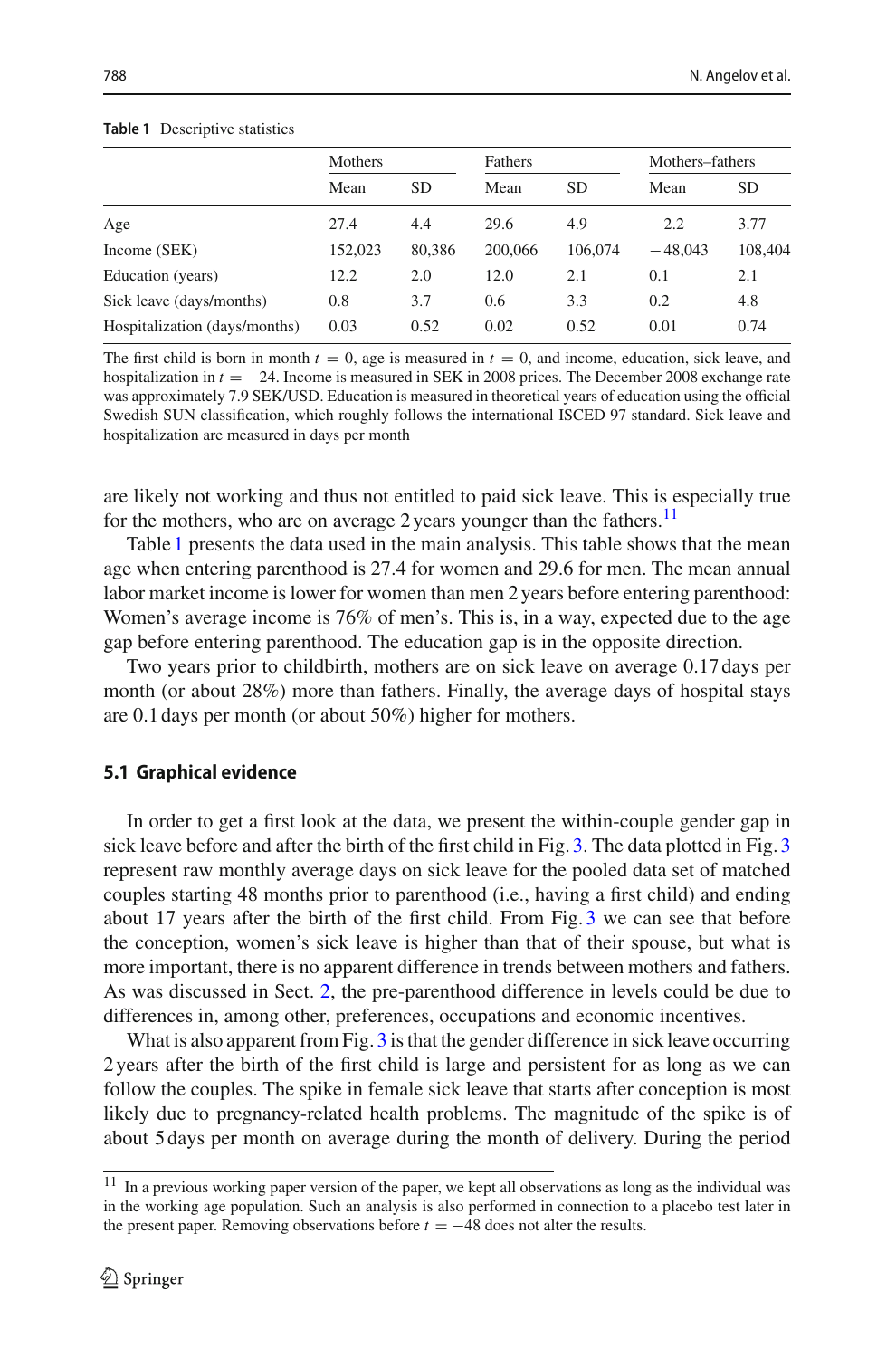**Table 1** Descriptive statistics

| | Mothers | | Fathers | | Mothers–fathers | |
|---|---|---|---|---|---|---|
| | Mean | SD | Mean | SD | Mean | SD |
| Age | 27.4 | 4.4 | 29.6 | 4.9 | −2.2 | 3.77 |
| Income (SEK) | 152,023 | 80,386 | 200,066 | 106,074 | −48,043 | 108,404 |
| Education (years) | 12.2 | 2.0 | 12.0 | 2.1 | 0.1 | 2.1 |
| Sick leave (days/months) | 0.8 | 3.7 | 0.6 | 3.3 | 0.2 | 4.8 |
| Hospitalization (days/months) | 0.03 | 0.52 | 0.02 | 0.52 | 0.01 | 0.74 |

The first child is born in month $t = 0$, age is measured in $t = 0$, and income, education, sick leave, and hospitalization in $t = -24$. Income is measured in SEK in 2008 prices. The December 2008 exchange rate was approximately 7.9 SEK/USD. Education is measured in theoretical years of education using the official Swedish SUN classification, which roughly follows the international ISCED 97 standard. Sick leave and hospitalization are measured in days per month

are likely not working and thus not entitled to paid sick leave. This is especially true for the mothers, who are on average 2 years younger than the fathers.[11]

Table 1 presents the data used in the main analysis. This table shows that the mean age when entering parenthood is 27.4 for women and 29.6 for men. The mean annual labor market income is lower for women than men 2 years before entering parenthood: Women's average income is 76% of men's. This is, in a way, expected due to the age gap before entering parenthood. The education gap is in the opposite direction.

Two years prior to childbirth, mothers are on sick leave on average 0.17 days per month (or about 28%) more than fathers. Finally, the average days of hospital stays are 0.1 days per month (or about 50%) higher for mothers.

### 5.1 Graphical evidence

In order to get a first look at the data, we present the within-couple gender gap in sick leave before and after the birth of the first child in Fig. 3. The data plotted in Fig. 3 represent raw monthly average days on sick leave for the pooled data set of matched couples starting 48 months prior to parenthood (i.e., having a first child) and ending about 17 years after the birth of the first child. From Fig. 3 we can see that before the conception, women's sick leave is higher than that of their spouse, but what is more important, there is no apparent difference in trends between mothers and fathers. As was discussed in Sect. 2, the pre-parenthood difference in levels could be due to differences in, among other, preferences, occupations and economic incentives.

What is also apparent from Fig. 3 is that the gender difference in sick leave occurring 2 years after the birth of the first child is large and persistent for as long as we can follow the couples. The spike in female sick leave that starts after conception is most likely due to pregnancy-related health problems. The magnitude of the spike is of about 5 days per month on average during the month of delivery. During the period

[11] In a previous working paper version of the paper, we kept all observations as long as the individual was in the working age population. Such an analysis is also performed in connection to a placebo test later in the present paper. Removing observations before $t = -48$ does not alter the results.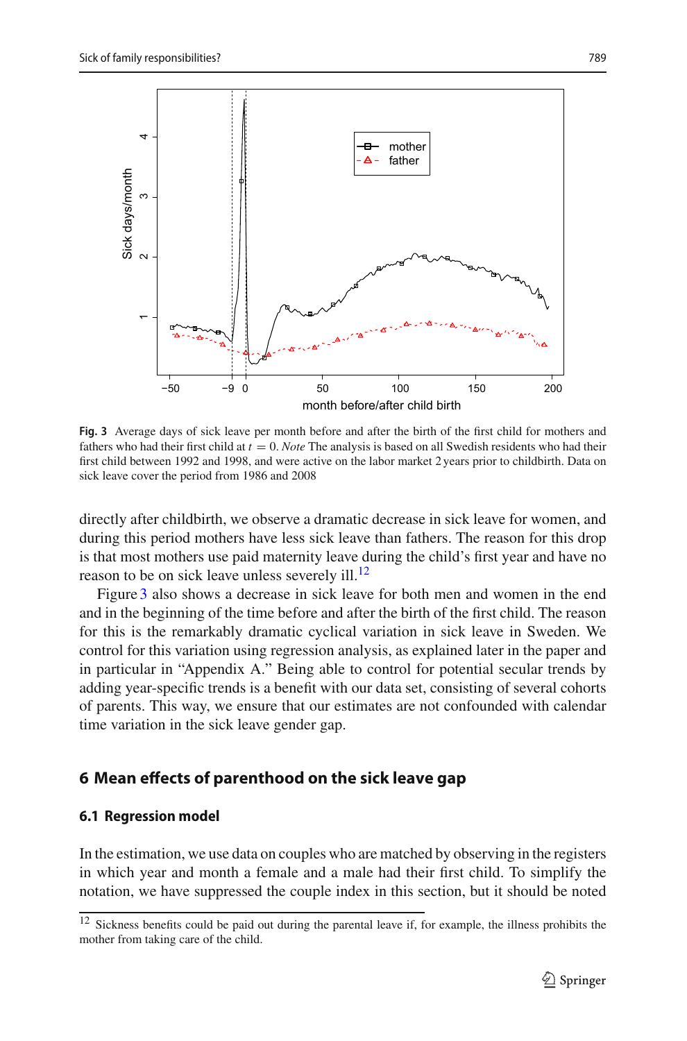Fig. 3 Average days of sick leave per month before and after the birth of the first child for mothers and fathers who had their first child at $t = 0$. *Note* The analysis is based on all Swedish residents who had their first child between 1992 and 1998, and were active on the labor market 2 years prior to childbirth. Data on sick leave cover the period from 1986 and 2008

directly after childbirth, we observe a dramatic decrease in sick leave for women, and during this period mothers have less sick leave than fathers. The reason for this drop is that most mothers use paid maternity leave during the child's first year and have no reason to be on sick leave unless severely ill.[12]

Figure 3 also shows a decrease in sick leave for both men and women in the end and in the beginning of the time before and after the birth of the first child. The reason for this is the remarkably dramatic cyclical variation in sick leave in Sweden. We control for this variation using regression analysis, as explained later in the paper and in particular in "Appendix A." Being able to control for potential secular trends by adding year-specific trends is a benefit with our data set, consisting of several cohorts of parents. This way, we ensure that our estimates are not confounded with calendar time variation in the sick leave gender gap.

## 6 Mean effects of parenthood on the sick leave gap

### 6.1 Regression model

In the estimation, we use data on couples who are matched by observing in the registers in which year and month a female and a male had their first child. To simplify the notation, we have suppressed the couple index in this section, but it should be noted

[12] Sickness benefits could be paid out during the parental leave if, for example, the illness prohibits the mother from taking care of the child.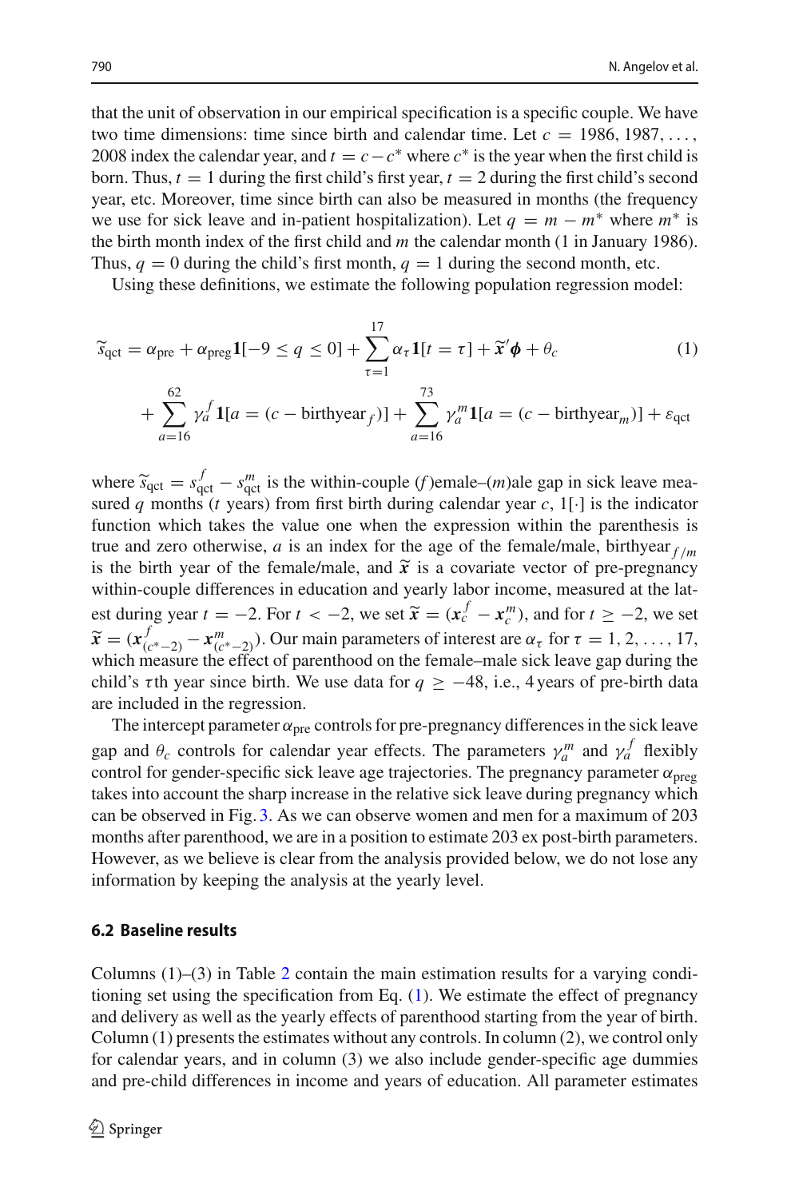that the unit of observation in our empirical specification is a specific couple. We have two time dimensions: time since birth and calendar time. Let $c = 1986, 1987, \ldots, 2008$ index the calendar year, and $t = c - c^*$ where $c^*$ is the year when the first child is born. Thus, $t = 1$ during the first child's first year, $t = 2$ during the first child's second year, etc. Moreover, time since birth can also be measured in months (the frequency we use for sick leave and in-patient hospitalization). Let $q = m - m^*$ where $m^*$ is the birth month index of the first child and $m$ the calendar month (1 in January 1986). Thus, $q = 0$ during the child's first month, $q = 1$ during the second month, etc.

Using these definitions, we estimate the following population regression model:

$$
\begin{aligned}
\widetilde{s}_{\text{qct}} = \alpha_{\text{pre}} + \alpha_{\text{preg}} \mathbf{1}[-9 \leq q \leq 0] + \sum_{\tau=1}^{17} \alpha_\tau \mathbf{1}[t = \tau] + \widetilde{\boldsymbol{x}}' \boldsymbol{\phi} + \theta_c \qquad (1) \\
+ \sum_{a=16}^{62} \gamma_a^f \mathbf{1}[a = (c - \text{birthyear}_f)] + \sum_{a=16}^{73} \gamma_a^m \mathbf{1}[a = (c - \text{birthyear}_m)] + \varepsilon_{\text{qct}}
\end{aligned}
$$

where $\widetilde{s}_{\text{qct}} = s_{\text{qct}}^f - s_{\text{qct}}^m$ is the within-couple ($f$)emale–($m$)ale gap in sick leave measured $q$ months ($t$ years) from first birth during calendar year $c$, $1[\cdot]$ is the indicator function which takes the value one when the expression within the parenthesis is true and zero otherwise, $a$ is an index for the age of the female/male, $\text{birthyear}_{f/m}$ is the birth year of the female/male, and $\widetilde{\boldsymbol{x}}$ is a covariate vector of pre-pregnancy within-couple differences in education and yearly labor income, measured at the latest during year $t = -2$. For $t < -2$, we set $\widetilde{\boldsymbol{x}} = (\boldsymbol{x}_c^f - \boldsymbol{x}_c^m)$, and for $t \geq -2$, we set $\widetilde{\boldsymbol{x}} = (\boldsymbol{x}_{(c^*-2)}^f - \boldsymbol{x}_{(c^*-2)}^m)$. Our main parameters of interest are $\alpha_\tau$ for $\tau = 1, 2, \ldots, 17$, which measure the effect of parenthood on the female–male sick leave gap during the child's $\tau$th year since birth. We use data for $q \geq -48$, i.e., 4 years of pre-birth data are included in the regression.

The intercept parameter $\alpha_{\text{pre}}$ controls for pre-pregnancy differences in the sick leave gap and $\theta_c$ controls for calendar year effects. The parameters $\gamma_a^m$ and $\gamma_a^f$ flexibly control for gender-specific sick leave age trajectories. The pregnancy parameter $\alpha_{\text{preg}}$ takes into account the sharp increase in the relative sick leave during pregnancy which can be observed in Fig. 3. As we can observe women and men for a maximum of 203 months after parenthood, we are in a position to estimate 203 ex post-birth parameters. However, as we believe is clear from the analysis provided below, we do not lose any information by keeping the analysis at the yearly level.

### 6.2 Baseline results

Columns (1)–(3) in Table 2 contain the main estimation results for a varying conditioning set using the specification from Eq. (1). We estimate the effect of pregnancy and delivery as well as the yearly effects of parenthood starting from the year of birth. Column (1) presents the estimates without any controls. In column (2), we control only for calendar years, and in column (3) we also include gender-specific age dummies and pre-child differences in income and years of education. All parameter estimates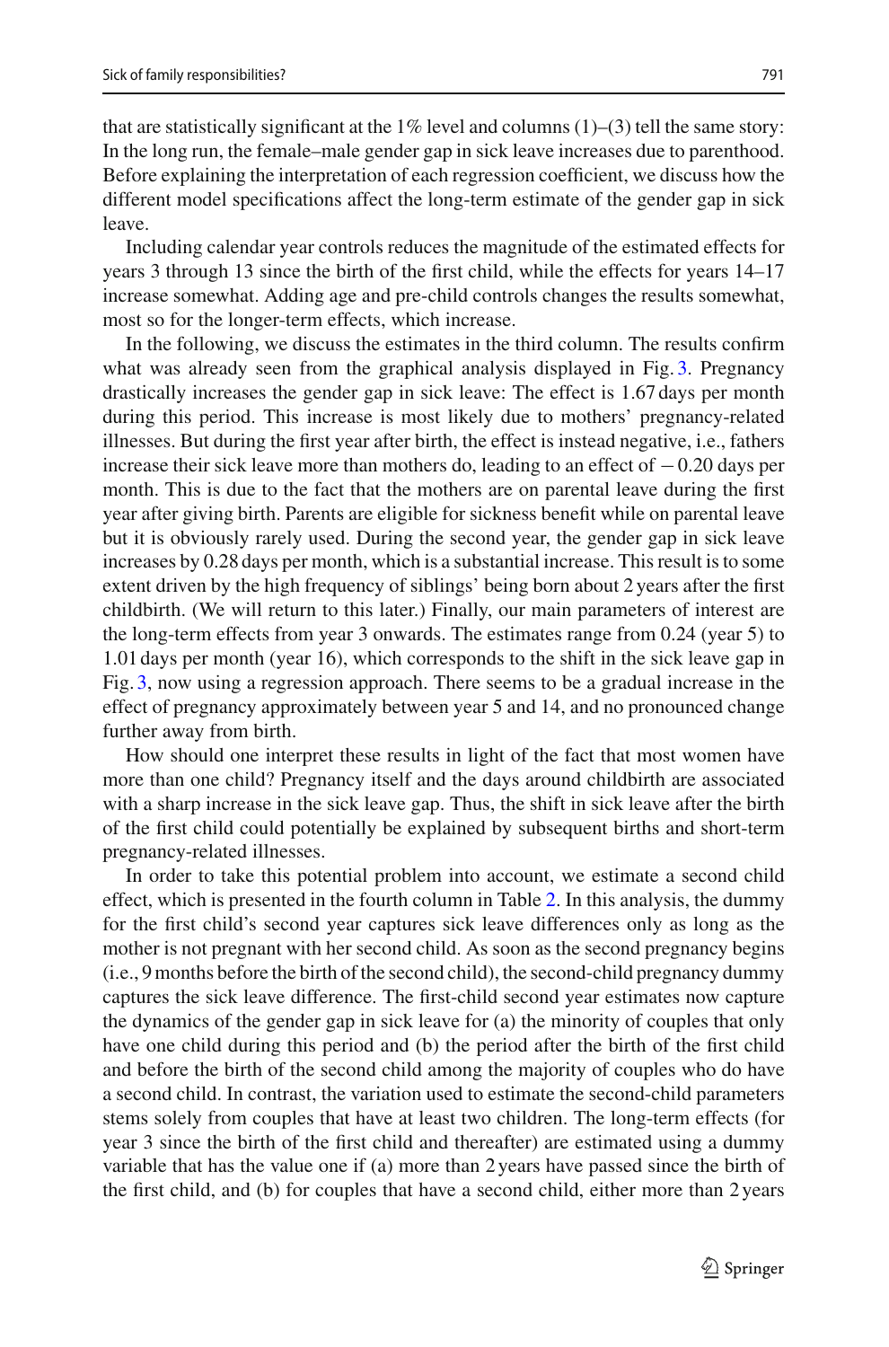that are statistically significant at the 1% level and columns (1)–(3) tell the same story: In the long run, the female–male gender gap in sick leave increases due to parenthood. Before explaining the interpretation of each regression coefficient, we discuss how the different model specifications affect the long-term estimate of the gender gap in sick leave.

Including calendar year controls reduces the magnitude of the estimated effects for years 3 through 13 since the birth of the first child, while the effects for years 14–17 increase somewhat. Adding age and pre-child controls changes the results somewhat, most so for the longer-term effects, which increase.

In the following, we discuss the estimates in the third column. The results confirm what was already seen from the graphical analysis displayed in Fig. 3. Pregnancy drastically increases the gender gap in sick leave: The effect is 1.67 days per month during this period. This increase is most likely due to mothers' pregnancy-related illnesses. But during the first year after birth, the effect is instead negative, i.e., fathers increase their sick leave more than mothers do, leading to an effect of −0.20 days per month. This is due to the fact that the mothers are on parental leave during the first year after giving birth. Parents are eligible for sickness benefit while on parental leave but it is obviously rarely used. During the second year, the gender gap in sick leave increases by 0.28 days per month, which is a substantial increase. This result is to some extent driven by the high frequency of siblings' being born about 2 years after the first childbirth. (We will return to this later.) Finally, our main parameters of interest are the long-term effects from year 3 onwards. The estimates range from 0.24 (year 5) to 1.01 days per month (year 16), which corresponds to the shift in the sick leave gap in Fig. 3, now using a regression approach. There seems to be a gradual increase in the effect of pregnancy approximately between year 5 and 14, and no pronounced change further away from birth.

How should one interpret these results in light of the fact that most women have more than one child? Pregnancy itself and the days around childbirth are associated with a sharp increase in the sick leave gap. Thus, the shift in sick leave after the birth of the first child could potentially be explained by subsequent births and short-term pregnancy-related illnesses.

In order to take this potential problem into account, we estimate a second child effect, which is presented in the fourth column in Table 2. In this analysis, the dummy for the first child's second year captures sick leave differences only as long as the mother is not pregnant with her second child. As soon as the second pregnancy begins (i.e., 9 months before the birth of the second child), the second-child pregnancy dummy captures the sick leave difference. The first-child second year estimates now capture the dynamics of the gender gap in sick leave for (a) the minority of couples that only have one child during this period and (b) the period after the birth of the first child and before the birth of the second child among the majority of couples who do have a second child. In contrast, the variation used to estimate the second-child parameters stems solely from couples that have at least two children. The long-term effects (for year 3 since the birth of the first child and thereafter) are estimated using a dummy variable that has the value one if (a) more than 2 years have passed since the birth of the first child, and (b) for couples that have a second child, either more than 2 years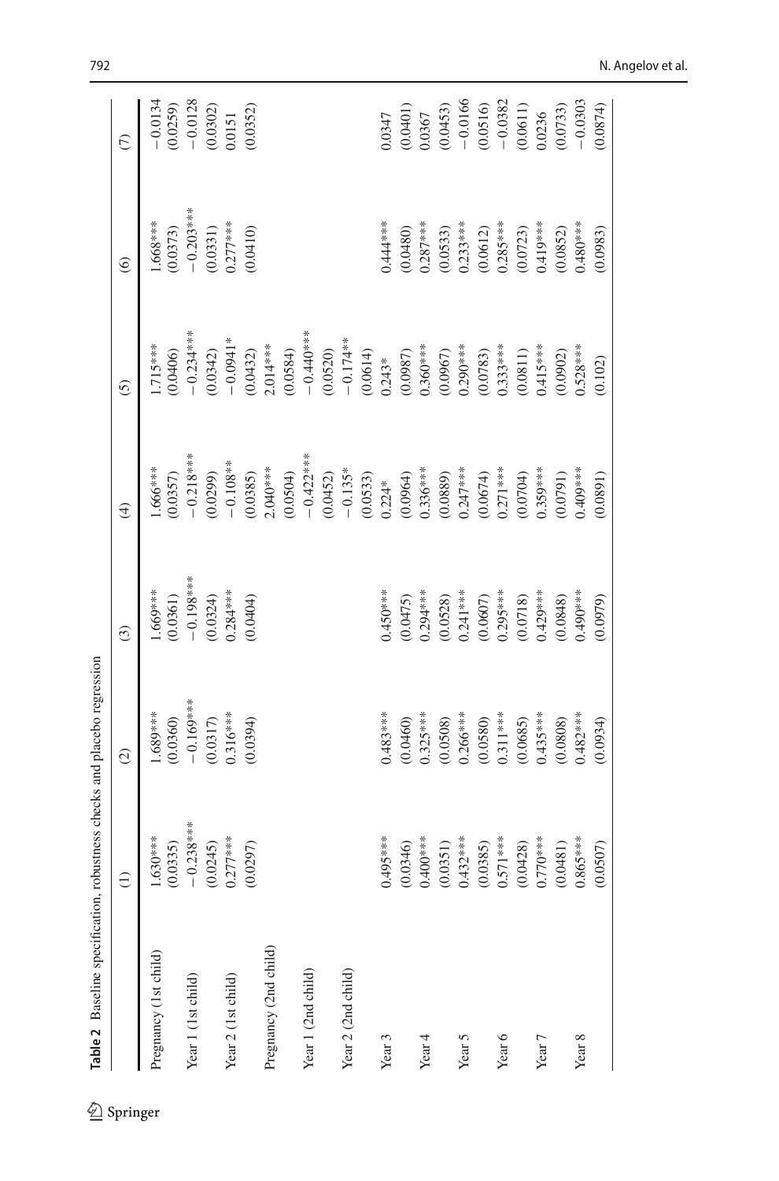**Table 2** Baseline specification, robustness checks and placebo regression

| | (1) | (2) | (3) | (4) | (5) | (6) | (7) |
|---|---|---|---|---|---|---|---|
| Pregnancy (1st child) | 1.630*** | 1.689*** | 1.669*** | 1.666*** | 1.715*** | 1.668*** | −0.0134 |
| | (0.0335) | (0.0360) | (0.0361) | (0.0357) | (0.0406) | (0.0373) | (0.0259) |
| Year 1 (1st child) | −0.238*** | −0.169*** | −0.198*** | −0.218*** | −0.234*** | −0.203*** | −0.0128 |
| | (0.0245) | (0.0317) | (0.0324) | (0.0299) | (0.0342) | (0.0331) | (0.0302) |
| Year 2 (1st child) | 0.277*** | 0.316*** | 0.284*** | −0.108** | −0.0941* | 0.277*** | 0.0151 |
| | (0.0297) | (0.0394) | (0.0404) | (0.0385) | (0.0432) | (0.0410) | (0.0352) |
| Pregnancy (2nd child) | | | | 2.040*** | 2.014*** | | |
| | | | | (0.0504) | (0.0584) | | |
| Year 1 (2nd child) | | | | −0.422*** | −0.440*** | | |
| | | | | (0.0452) | (0.0520) | | |
| Year 2 (2nd child) | | | | −0.135* | −0.174** | | |
| | | | | (0.0533) | (0.0614) | | |
| Year 3 | 0.495*** | 0.483*** | 0.450*** | 0.224* | 0.243* | 0.444*** | 0.0347 |
| | (0.0346) | (0.0460) | (0.0475) | (0.0964) | (0.0987) | (0.0480) | (0.0401) |
| Year 4 | 0.400*** | 0.325*** | 0.294*** | 0.336*** | 0.360*** | 0.287*** | 0.0367 |
| | (0.0351) | (0.0508) | (0.0528) | (0.0889) | (0.0967) | (0.0533) | (0.0453) |
| Year 5 | 0.432*** | 0.266*** | 0.241*** | 0.247*** | 0.290*** | 0.233*** | −0.0166 |
| | (0.0385) | (0.0580) | (0.0607) | (0.0674) | (0.0783) | (0.0612) | (0.0516) |
| Year 6 | 0.571*** | 0.311*** | 0.295*** | 0.271*** | 0.333*** | 0.285*** | −0.0382 |
| | (0.0428) | (0.0685) | (0.0718) | (0.0704) | (0.0811) | (0.0723) | (0.0611) |
| Year 7 | 0.770*** | 0.435*** | 0.429*** | 0.359*** | 0.415*** | 0.419*** | 0.0236 |
| | (0.0481) | (0.0808) | (0.0848) | (0.0791) | (0.0902) | (0.0852) | (0.0733) |
| Year 8 | 0.865*** | 0.482*** | 0.490*** | 0.409*** | 0.528*** | 0.480*** | −0.0303 |
| | (0.0507) | (0.0934) | (0.0979) | (0.0891) | (0.102) | (0.0983) | (0.0874) |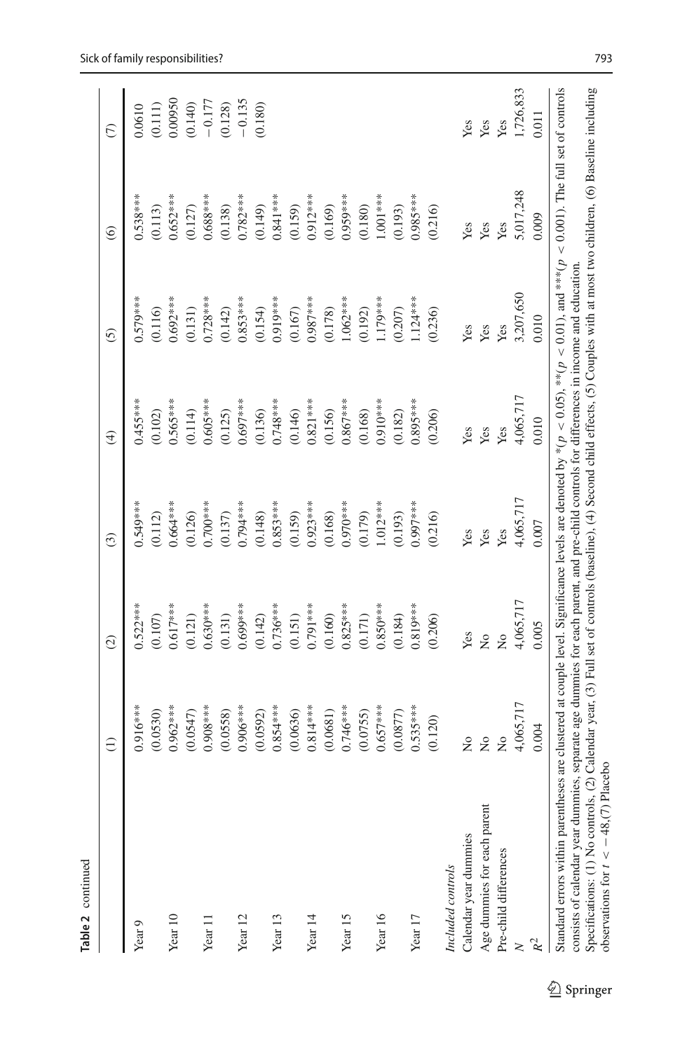**Table 2** continued

| | (1) | (2) | (3) | (4) | (5) | (6) | (7) |
|---|---|---|---|---|---|---|---|
| Year 9 | 0.916*** | 0.522*** | 0.549*** | 0.455*** | 0.579*** | 0.538*** | 0.0610 |
| | (0.0530) | (0.107) | (0.112) | (0.102) | (0.116) | (0.113) | (0.111) |
| Year 10 | 0.962*** | 0.617*** | 0.664*** | 0.565*** | 0.692*** | 0.652*** | 0.00950 |
| | (0.0547) | (0.121) | (0.126) | (0.114) | (0.131) | (0.127) | (0.140) |
| Year 11 | 0.908*** | 0.630*** | 0.700*** | 0.605*** | 0.728*** | 0.688*** | −0.177 |
| | (0.0558) | (0.131) | (0.137) | (0.125) | (0.142) | (0.138) | (0.128) |
| Year 12 | 0.906*** | 0.699*** | 0.794*** | 0.697*** | 0.853*** | 0.782*** | −0.135 |
| | (0.0592) | (0.142) | (0.148) | (0.136) | (0.154) | (0.149) | (0.180) |
| Year 13 | 0.854*** | 0.736*** | 0.853*** | 0.748*** | 0.919*** | 0.841*** | |
| | (0.0636) | (0.151) | (0.159) | (0.146) | (0.167) | (0.159) | |
| Year 14 | 0.814*** | 0.791*** | 0.923*** | 0.821*** | 0.987*** | 0.912*** | |
| | (0.0681) | (0.160) | (0.168) | (0.156) | (0.178) | (0.169) | |
| Year 15 | 0.746*** | 0.825*** | 0.970*** | 0.867*** | 1.062*** | 0.959*** | |
| | (0.0755) | (0.171) | (0.179) | (0.168) | (0.192) | (0.180) | |
| Year 16 | 0.657*** | 0.850*** | 1.012*** | 0.910*** | 1.179*** | 1.001*** | |
| | (0.0877) | (0.184) | (0.193) | (0.182) | (0.207) | (0.193) | |
| Year 17 | 0.535*** | 0.819*** | 0.997*** | 0.895*** | 1.124*** | 0.985*** | |
| | (0.120) | (0.206) | (0.216) | (0.206) | (0.236) | (0.216) | |
| *Included controls* | | | | | | | |
| Calendar year dummies | No | Yes | Yes | Yes | Yes | Yes | Yes |
| Age dummies for each parent | No | No | Yes | Yes | Yes | Yes | Yes |
| Pre-child differences | No | No | Yes | Yes | Yes | Yes | Yes |
| $N$ | 4,065,717 | 4,065,717 | 4,065,717 | 4,065,717 | 3,207,650 | 5,017,248 | 1,726,833 |
| $R^2$ | 0.004 | 0.005 | 0.007 | 0.010 | 0.010 | 0.009 | 0.011 |

Standard errors within parentheses are clustered at couple level. Significance levels are denoted by *($p < 0.05$), **($p < 0.01$), and ***($p < 0.001$). The full set of controls consists of calendar year dummies, separate age dummies for each parent, and pre-child controls for differences in income and education.

Specifications: (1) No controls, (2) Calendar year, (3) Full set of controls (baseline), (4) Second child effects, (5) Couples with at most two children, (6) Baseline including observations for $t < -48$, (7) Placebo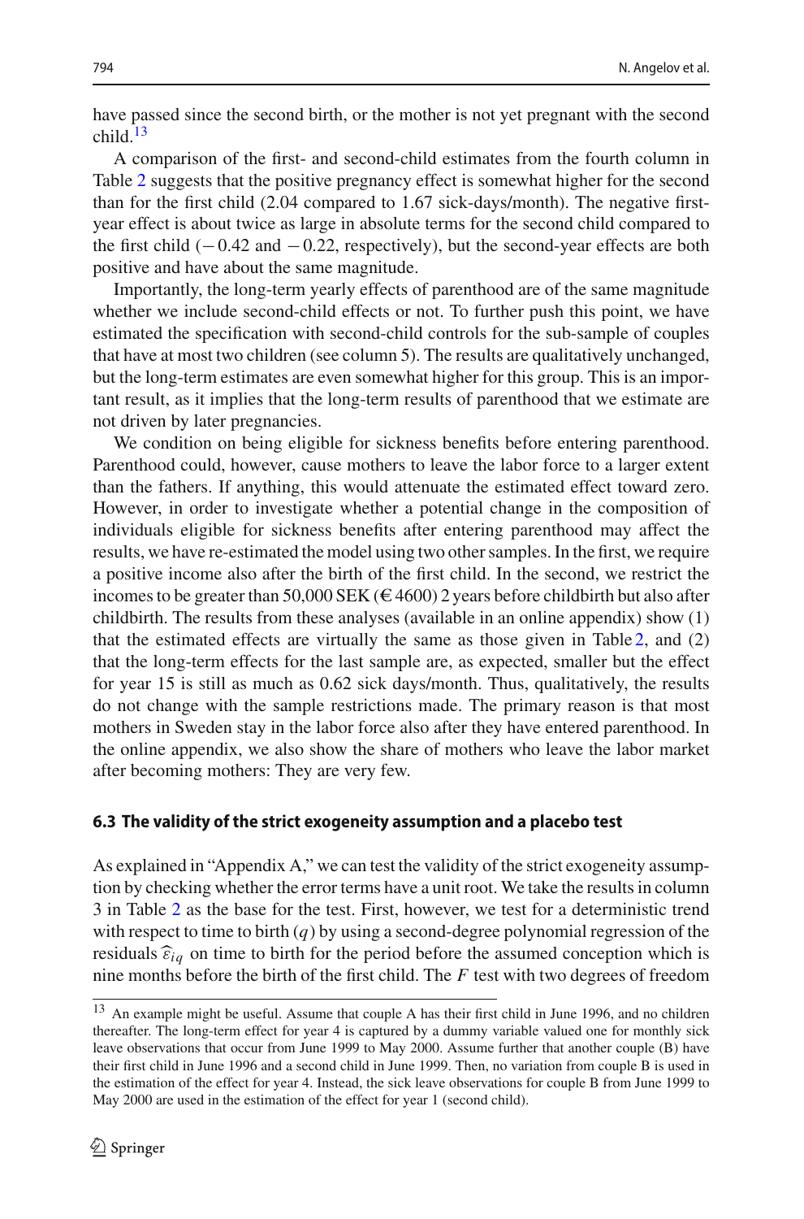have passed since the second birth, or the mother is not yet pregnant with the second child.[13]

A comparison of the first- and second-child estimates from the fourth column in Table 2 suggests that the positive pregnancy effect is somewhat higher for the second than for the first child (2.04 compared to 1.67 sick-days/month). The negative first-year effect is about twice as large in absolute terms for the second child compared to the first child (− 0.42 and − 0.22, respectively), but the second-year effects are both positive and have about the same magnitude.

Importantly, the long-term yearly effects of parenthood are of the same magnitude whether we include second-child effects or not. To further push this point, we have estimated the specification with second-child controls for the sub-sample of couples that have at most two children (see column 5). The results are qualitatively unchanged, but the long-term estimates are even somewhat higher for this group. This is an important result, as it implies that the long-term results of parenthood that we estimate are not driven by later pregnancies.

We condition on being eligible for sickness benefits before entering parenthood. Parenthood could, however, cause mothers to leave the labor force to a larger extent than the fathers. If anything, this would attenuate the estimated effect toward zero. However, in order to investigate whether a potential change in the composition of individuals eligible for sickness benefits after entering parenthood may affect the results, we have re-estimated the model using two other samples. In the first, we require a positive income also after the birth of the first child. In the second, we restrict the incomes to be greater than 50,000 SEK (€ 4600) 2 years before childbirth but also after childbirth. The results from these analyses (available in an online appendix) show (1) that the estimated effects are virtually the same as those given in Table 2, and (2) that the long-term effects for the last sample are, as expected, smaller but the effect for year 15 is still as much as 0.62 sick days/month. Thus, qualitatively, the results do not change with the sample restrictions made. The primary reason is that most mothers in Sweden stay in the labor force also after they have entered parenthood. In the online appendix, we also show the share of mothers who leave the labor market after becoming mothers: They are very few.

### 6.3 The validity of the strict exogeneity assumption and a placebo test

As explained in "Appendix A," we can test the validity of the strict exogeneity assumption by checking whether the error terms have a unit root. We take the results in column 3 in Table 2 as the base for the test. First, however, we test for a deterministic trend with respect to time to birth ($q$) by using a second-degree polynomial regression of the residuals $\widehat{\varepsilon}_{iq}$ on time to birth for the period before the assumed conception which is nine months before the birth of the first child. The $F$ test with two degrees of freedom

[13] An example might be useful. Assume that couple A has their first child in June 1996, and no children thereafter. The long-term effect for year 4 is captured by a dummy variable valued one for monthly sick leave observations that occur from June 1999 to May 2000. Assume further that another couple (B) have their first child in June 1996 and a second child in June 1999. Then, no variation from couple B is used in the estimation of the effect for year 4. Instead, the sick leave observations for couple B from June 1999 to May 2000 are used in the estimation of the effect for year 1 (second child).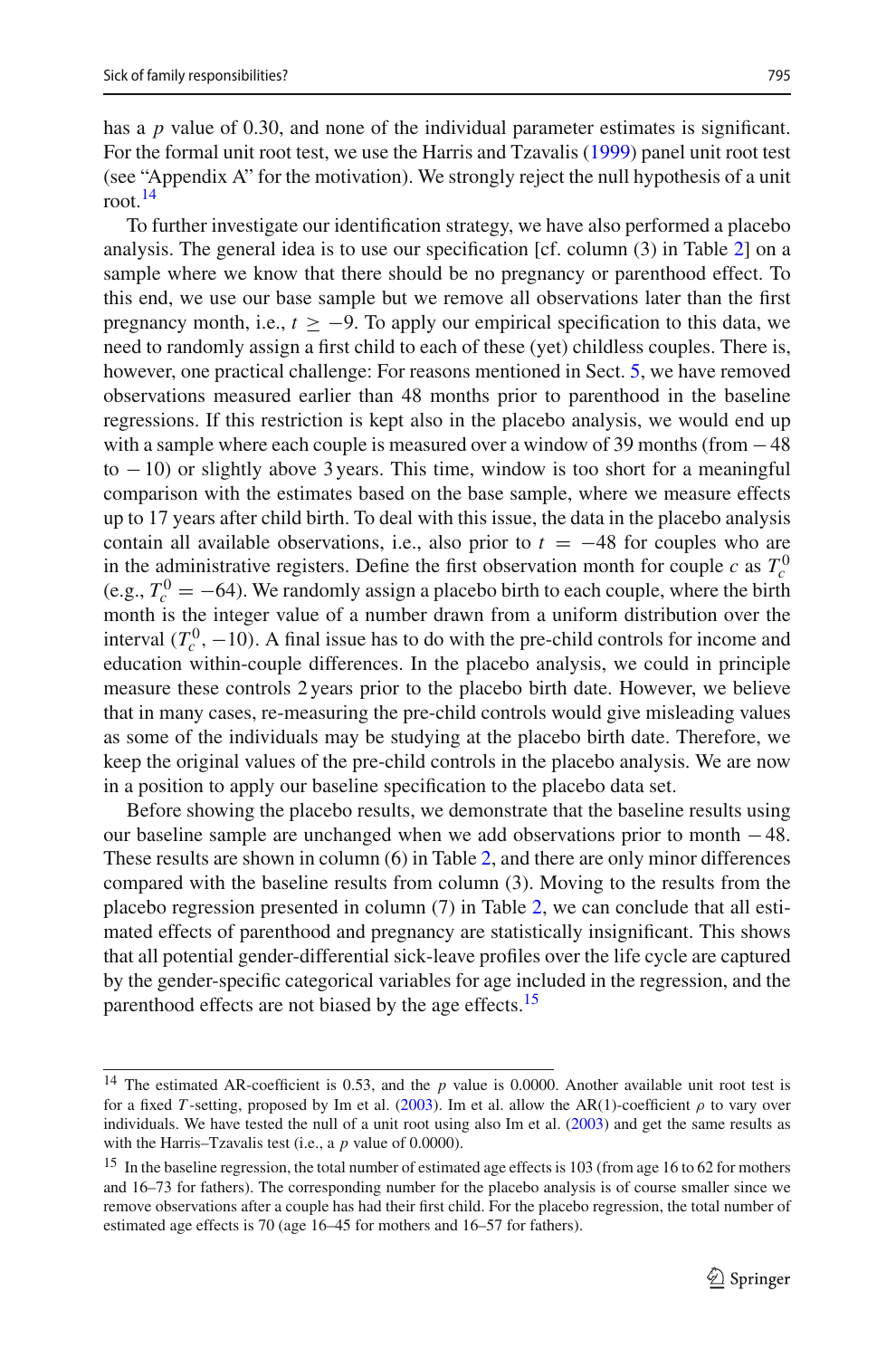has a $p$ value of 0.30, and none of the individual parameter estimates is significant. For the formal unit root test, we use the Harris and Tzavalis (1999) panel unit root test (see "Appendix A" for the motivation). We strongly reject the null hypothesis of a unit root.[14]

To further investigate our identification strategy, we have also performed a placebo analysis. The general idea is to use our specification [cf. column (3) in Table 2] on a sample where we know that there should be no pregnancy or parenthood effect. To this end, we use our base sample but we remove all observations later than the first pregnancy month, i.e., $t \geq -9$. To apply our empirical specification to this data, we need to randomly assign a first child to each of these (yet) childless couples. There is, however, one practical challenge: For reasons mentioned in Sect. 5, we have removed observations measured earlier than 48 months prior to parenthood in the baseline regressions. If this restriction is kept also in the placebo analysis, we would end up with a sample where each couple is measured over a window of 39 months (from $-48$ to $-10$) or slightly above 3 years. This time, window is too short for a meaningful comparison with the estimates based on the base sample, where we measure effects up to 17 years after child birth. To deal with this issue, the data in the placebo analysis contain all available observations, i.e., also prior to $t = -48$ for couples who are in the administrative registers. Define the first observation month for couple $c$ as $T_c^0$ (e.g., $T_c^0 = -64$). We randomly assign a placebo birth to each couple, where the birth month is the integer value of a number drawn from a uniform distribution over the interval $(T_c^0, -10)$. A final issue has to do with the pre-child controls for income and education within-couple differences. In the placebo analysis, we could in principle measure these controls 2 years prior to the placebo birth date. However, we believe that in many cases, re-measuring the pre-child controls would give misleading values as some of the individuals may be studying at the placebo birth date. Therefore, we keep the original values of the pre-child controls in the placebo analysis. We are now in a position to apply our baseline specification to the placebo data set.

Before showing the placebo results, we demonstrate that the baseline results using our baseline sample are unchanged when we add observations prior to month $-48$. These results are shown in column (6) in Table 2, and there are only minor differences compared with the baseline results from column (3). Moving to the results from the placebo regression presented in column (7) in Table 2, we can conclude that all estimated effects of parenthood and pregnancy are statistically insignificant. This shows that all potential gender-differential sick-leave profiles over the life cycle are captured by the gender-specific categorical variables for age included in the regression, and the parenthood effects are not biased by the age effects.[15]

---

[14] The estimated AR-coefficient is 0.53, and the $p$ value is 0.0000. Another available unit root test is for a fixed $T$-setting, proposed by Im et al. (2003). Im et al. allow the AR(1)-coefficient $\rho$ to vary over individuals. We have tested the null of a unit root using also Im et al. (2003) and get the same results as with the Harris–Tzavalis test (i.e., a $p$ value of 0.0000).

[15] In the baseline regression, the total number of estimated age effects is 103 (from age 16 to 62 for mothers and 16–73 for fathers). The corresponding number for the placebo analysis is of course smaller since we remove observations after a couple has had their first child. For the placebo regression, the total number of estimated age effects is 70 (age 16–45 for mothers and 16–57 for fathers).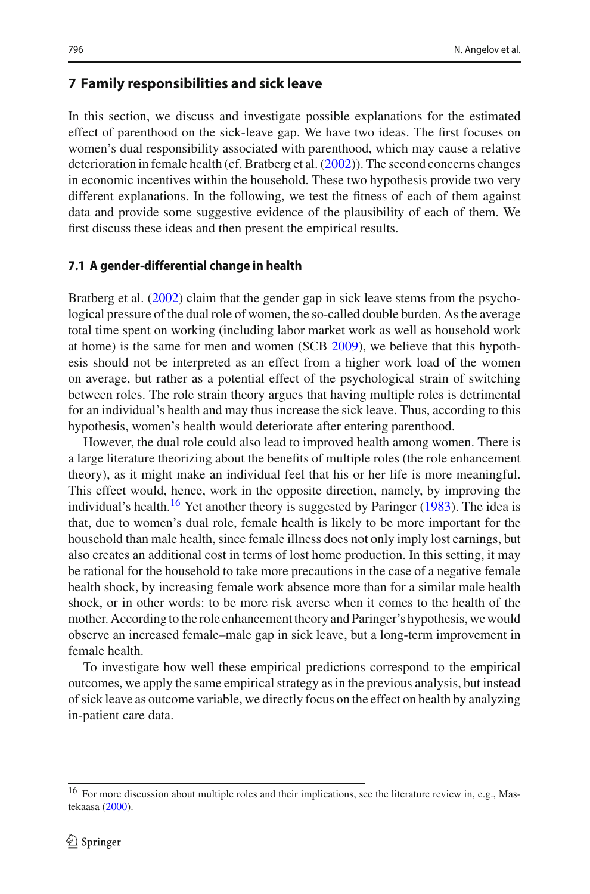## 7 Family responsibilities and sick leave

In this section, we discuss and investigate possible explanations for the estimated effect of parenthood on the sick-leave gap. We have two ideas. The first focuses on women's dual responsibility associated with parenthood, which may cause a relative deterioration in female health (cf. Bratberg et al. (2002)). The second concerns changes in economic incentives within the household. These two hypothesis provide two very different explanations. In the following, we test the fitness of each of them against data and provide some suggestive evidence of the plausibility of each of them. We first discuss these ideas and then present the empirical results.

### 7.1 A gender-differential change in health

Bratberg et al. (2002) claim that the gender gap in sick leave stems from the psychological pressure of the dual role of women, the so-called double burden. As the average total time spent on working (including labor market work as well as household work at home) is the same for men and women (SCB 2009), we believe that this hypothesis should not be interpreted as an effect from a higher work load of the women on average, but rather as a potential effect of the psychological strain of switching between roles. The role strain theory argues that having multiple roles is detrimental for an individual's health and may thus increase the sick leave. Thus, according to this hypothesis, women's health would deteriorate after entering parenthood.

However, the dual role could also lead to improved health among women. There is a large literature theorizing about the benefits of multiple roles (the role enhancement theory), as it might make an individual feel that his or her life is more meaningful. This effect would, hence, work in the opposite direction, namely, by improving the individual's health.[16] Yet another theory is suggested by Paringer (1983). The idea is that, due to women's dual role, female health is likely to be more important for the household than male health, since female illness does not only imply lost earnings, but also creates an additional cost in terms of lost home production. In this setting, it may be rational for the household to take more precautions in the case of a negative female health shock, by increasing female work absence more than for a similar male health shock, or in other words: to be more risk averse when it comes to the health of the mother. According to the role enhancement theory and Paringer's hypothesis, we would observe an increased female–male gap in sick leave, but a long-term improvement in female health.

To investigate how well these empirical predictions correspond to the empirical outcomes, we apply the same empirical strategy as in the previous analysis, but instead of sick leave as outcome variable, we directly focus on the effect on health by analyzing in-patient care data.

---

[16] For more discussion about multiple roles and their implications, see the literature review in, e.g., Mastekaasa (2000).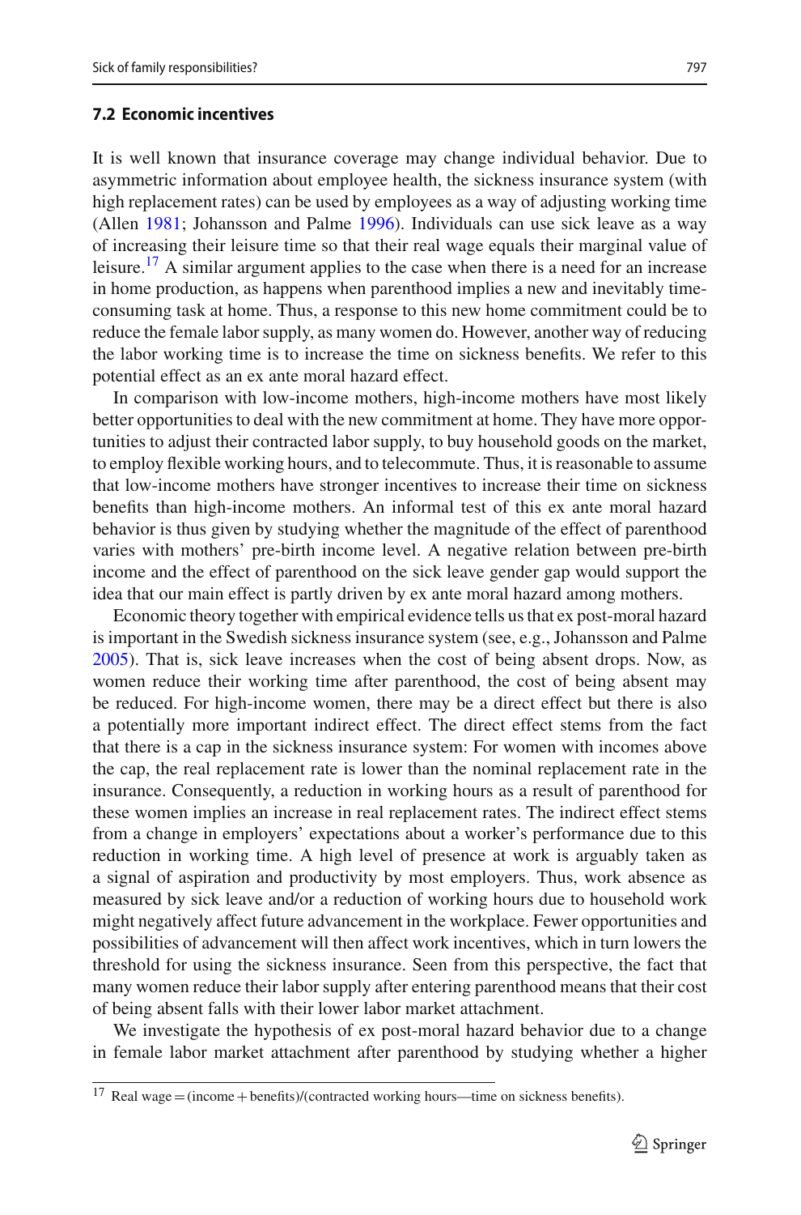### 7.2 Economic incentives

It is well known that insurance coverage may change individual behavior. Due to asymmetric information about employee health, the sickness insurance system (with high replacement rates) can be used by employees as a way of adjusting working time (Allen 1981; Johansson and Palme 1996). Individuals can use sick leave as a way of increasing their leisure time so that their real wage equals their marginal value of leisure.[17] A similar argument applies to the case when there is a need for an increase in home production, as happens when parenthood implies a new and inevitably time-consuming task at home. Thus, a response to this new home commitment could be to reduce the female labor supply, as many women do. However, another way of reducing the labor working time is to increase the time on sickness benefits. We refer to this potential effect as an ex ante moral hazard effect.

In comparison with low-income mothers, high-income mothers have most likely better opportunities to deal with the new commitment at home. They have more opportunities to adjust their contracted labor supply, to buy household goods on the market, to employ flexible working hours, and to telecommute. Thus, it is reasonable to assume that low-income mothers have stronger incentives to increase their time on sickness benefits than high-income mothers. An informal test of this ex ante moral hazard behavior is thus given by studying whether the magnitude of the effect of parenthood varies with mothers' pre-birth income level. A negative relation between pre-birth income and the effect of parenthood on the sick leave gender gap would support the idea that our main effect is partly driven by ex ante moral hazard among mothers.

Economic theory together with empirical evidence tells us that ex post-moral hazard is important in the Swedish sickness insurance system (see, e.g., Johansson and Palme 2005). That is, sick leave increases when the cost of being absent drops. Now, as women reduce their working time after parenthood, the cost of being absent may be reduced. For high-income women, there may be a direct effect but there is also a potentially more important indirect effect. The direct effect stems from the fact that there is a cap in the sickness insurance system: For women with incomes above the cap, the real replacement rate is lower than the nominal replacement rate in the insurance. Consequently, a reduction in working hours as a result of parenthood for these women implies an increase in real replacement rates. The indirect effect stems from a change in employers' expectations about a worker's performance due to this reduction in working time. A high level of presence at work is arguably taken as a signal of aspiration and productivity by most employers. Thus, work absence as measured by sick leave and/or a reduction of working hours due to household work might negatively affect future advancement in the workplace. Fewer opportunities and possibilities of advancement will then affect work incentives, which in turn lowers the threshold for using the sickness insurance. Seen from this perspective, the fact that many women reduce their labor supply after entering parenthood means that their cost of being absent falls with their lower labor market attachment.

We investigate the hypothesis of ex post-moral hazard behavior due to a change in female labor market attachment after parenthood by studying whether a higher

[17] Real wage = (income + benefits)/(contracted working hours—time on sickness benefits).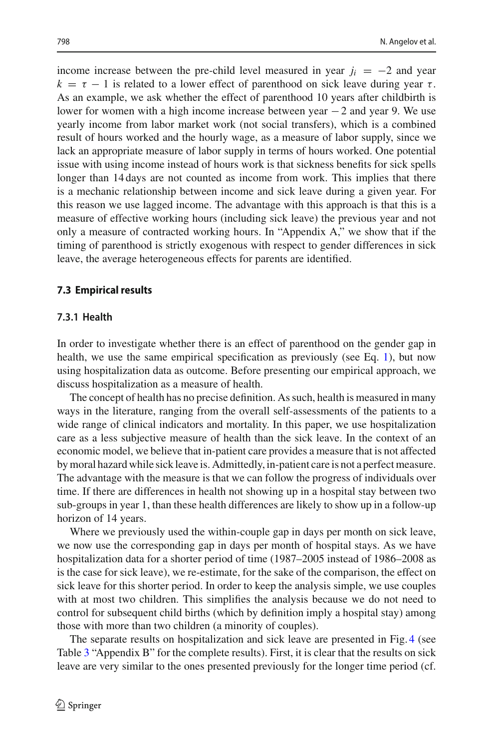income increase between the pre-child level measured in year $j_i = -2$ and year $k = \tau - 1$ is related to a lower effect of parenthood on sick leave during year $\tau$. As an example, we ask whether the effect of parenthood 10 years after childbirth is lower for women with a high income increase between year $-2$ and year 9. We use yearly income from labor market work (not social transfers), which is a combined result of hours worked and the hourly wage, as a measure of labor supply, since we lack an appropriate measure of labor supply in terms of hours worked. One potential issue with using income instead of hours work is that sickness benefits for sick spells longer than 14 days are not counted as income from work. This implies that there is a mechanic relationship between income and sick leave during a given year. For this reason we use lagged income. The advantage with this approach is that this is a measure of effective working hours (including sick leave) the previous year and not only a measure of contracted working hours. In "Appendix A," we show that if the timing of parenthood is strictly exogenous with respect to gender differences in sick leave, the average heterogeneous effects for parents are identified.

### 7.3 Empirical results

#### 7.3.1 Health

In order to investigate whether there is an effect of parenthood on the gender gap in health, we use the same empirical specification as previously (see Eq. 1), but now using hospitalization data as outcome. Before presenting our empirical approach, we discuss hospitalization as a measure of health.

The concept of health has no precise definition. As such, health is measured in many ways in the literature, ranging from the overall self-assessments of the patients to a wide range of clinical indicators and mortality. In this paper, we use hospitalization care as a less subjective measure of health than the sick leave. In the context of an economic model, we believe that in-patient care provides a measure that is not affected by moral hazard while sick leave is. Admittedly, in-patient care is not a perfect measure. The advantage with the measure is that we can follow the progress of individuals over time. If there are differences in health not showing up in a hospital stay between two sub-groups in year 1, than these health differences are likely to show up in a follow-up horizon of 14 years.

Where we previously used the within-couple gap in days per month on sick leave, we now use the corresponding gap in days per month of hospital stays. As we have hospitalization data for a shorter period of time (1987–2005 instead of 1986–2008 as is the case for sick leave), we re-estimate, for the sake of the comparison, the effect on sick leave for this shorter period. In order to keep the analysis simple, we use couples with at most two children. This simplifies the analysis because we do not need to control for subsequent child births (which by definition imply a hospital stay) among those with more than two children (a minority of couples).

The separate results on hospitalization and sick leave are presented in Fig. 4 (see Table 3 "Appendix B" for the complete results). First, it is clear that the results on sick leave are very similar to the ones presented previously for the longer time period (cf.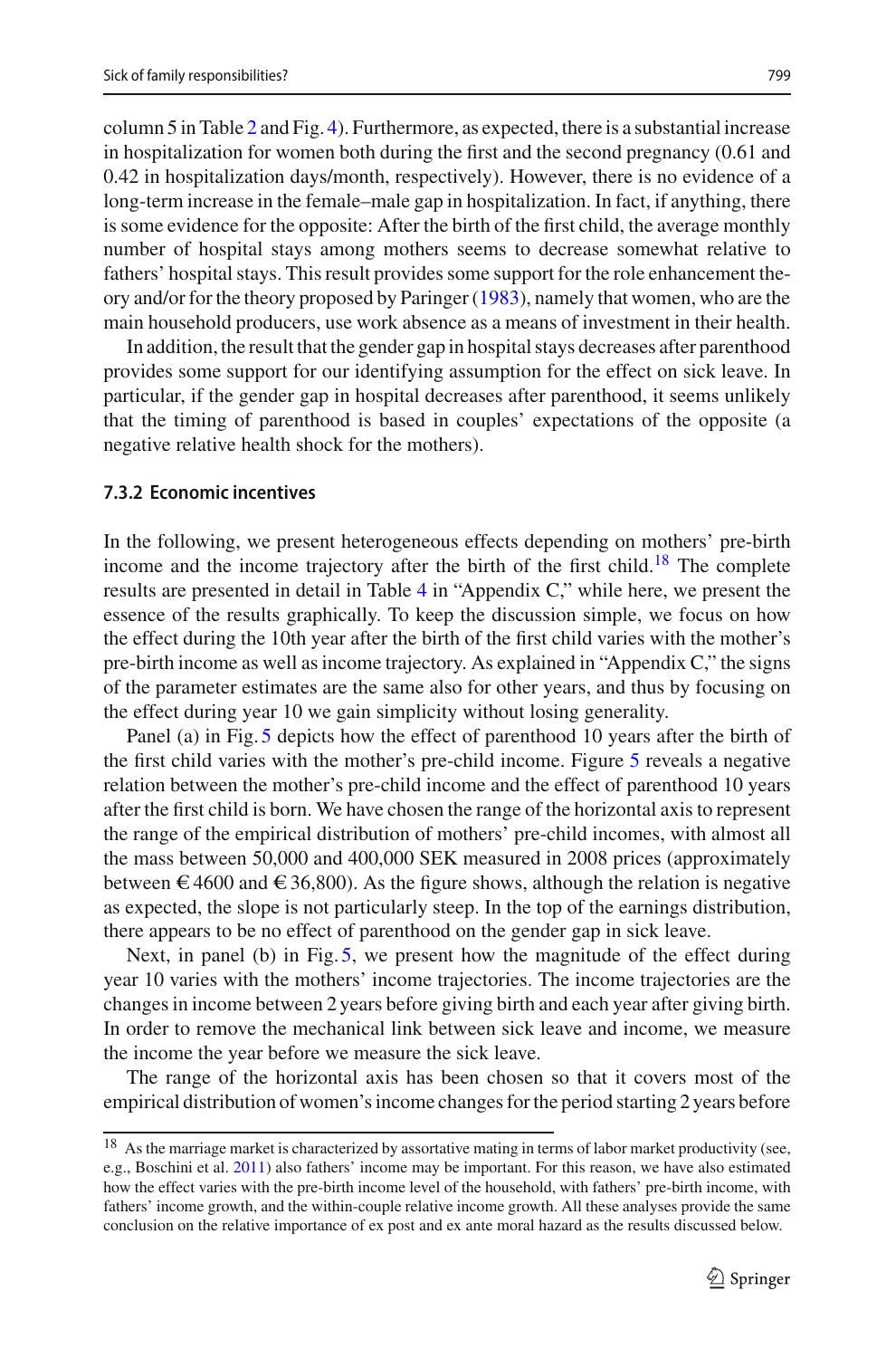column 5 in Table 2 and Fig. 4). Furthermore, as expected, there is a substantial increase in hospitalization for women both during the first and the second pregnancy (0.61 and 0.42 in hospitalization days/month, respectively). However, there is no evidence of a long-term increase in the female–male gap in hospitalization. In fact, if anything, there is some evidence for the opposite: After the birth of the first child, the average monthly number of hospital stays among mothers seems to decrease somewhat relative to fathers' hospital stays. This result provides some support for the role enhancement theory and/or for the theory proposed by Paringer (1983), namely that women, who are the main household producers, use work absence as a means of investment in their health.

In addition, the result that the gender gap in hospital stays decreases after parenthood provides some support for our identifying assumption for the effect on sick leave. In particular, if the gender gap in hospital decreases after parenthood, it seems unlikely that the timing of parenthood is based in couples' expectations of the opposite (a negative relative health shock for the mothers).

### 7.3.2 Economic incentives

In the following, we present heterogeneous effects depending on mothers' pre-birth income and the income trajectory after the birth of the first child.[18] The complete results are presented in detail in Table 4 in "Appendix C," while here, we present the essence of the results graphically. To keep the discussion simple, we focus on how the effect during the 10th year after the birth of the first child varies with the mother's pre-birth income as well as income trajectory. As explained in "Appendix C," the signs of the parameter estimates are the same also for other years, and thus by focusing on the effect during year 10 we gain simplicity without losing generality.

Panel (a) in Fig. 5 depicts how the effect of parenthood 10 years after the birth of the first child varies with the mother's pre-child income. Figure 5 reveals a negative relation between the mother's pre-child income and the effect of parenthood 10 years after the first child is born. We have chosen the range of the horizontal axis to represent the range of the empirical distribution of mothers' pre-child incomes, with almost all the mass between 50,000 and 400,000 SEK measured in 2008 prices (approximately between €4600 and €36,800). As the figure shows, although the relation is negative as expected, the slope is not particularly steep. In the top of the earnings distribution, there appears to be no effect of parenthood on the gender gap in sick leave.

Next, in panel (b) in Fig. 5, we present how the magnitude of the effect during year 10 varies with the mothers' income trajectories. The income trajectories are the changes in income between 2 years before giving birth and each year after giving birth. In order to remove the mechanical link between sick leave and income, we measure the income the year before we measure the sick leave.

The range of the horizontal axis has been chosen so that it covers most of the empirical distribution of women's income changes for the period starting 2 years before

[18] As the marriage market is characterized by assortative mating in terms of labor market productivity (see, e.g., Boschini et al. 2011) also fathers' income may be important. For this reason, we have also estimated how the effect varies with the pre-birth income level of the household, with fathers' pre-birth income, with fathers' income growth, and the within-couple relative income growth. All these analyses provide the same conclusion on the relative importance of ex post and ex ante moral hazard as the results discussed below.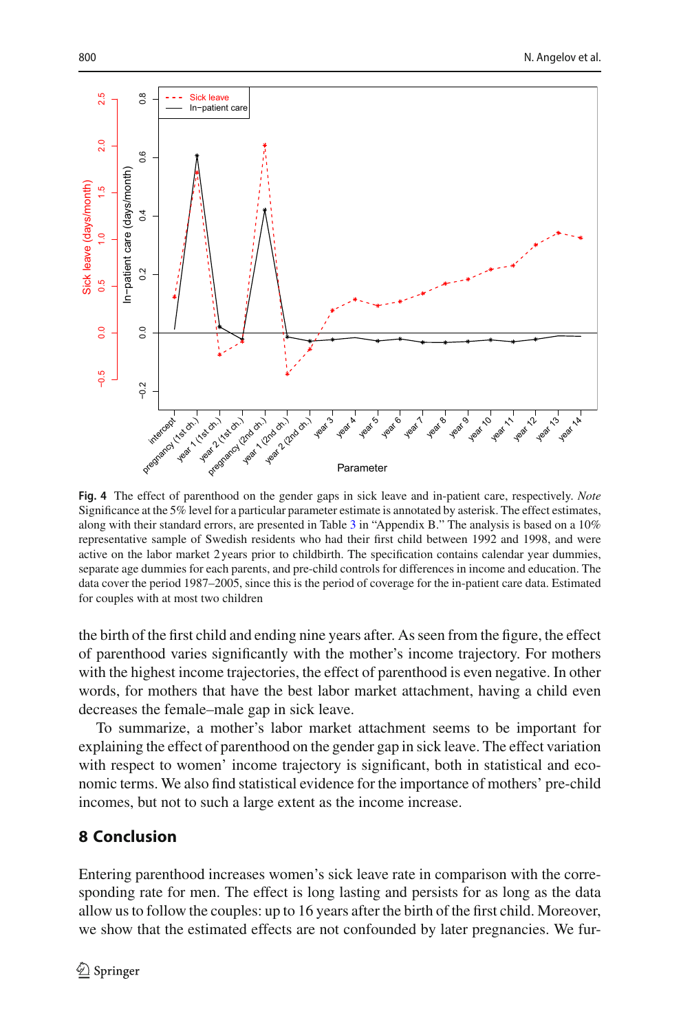**Fig. 4** The effect of parenthood on the gender gaps in sick leave and in-patient care, respectively. *Note* Significance at the 5% level for a particular parameter estimate is annotated by asterisk. The effect estimates, along with their standard errors, are presented in Table 3 in "Appendix B." The analysis is based on a 10% representative sample of Swedish residents who had their first child between 1992 and 1998, and were active on the labor market 2 years prior to childbirth. The specification contains calendar year dummies, separate age dummies for each parents, and pre-child controls for differences in income and education. The data cover the period 1987–2005, since this is the period of coverage for the in-patient care data. Estimated for couples with at most two children

the birth of the first child and ending nine years after. As seen from the figure, the effect of parenthood varies significantly with the mother's income trajectory. For mothers with the highest income trajectories, the effect of parenthood is even negative. In other words, for mothers that have the best labor market attachment, having a child even decreases the female–male gap in sick leave.

To summarize, a mother's labor market attachment seems to be important for explaining the effect of parenthood on the gender gap in sick leave. The effect variation with respect to women' income trajectory is significant, both in statistical and economic terms. We also find statistical evidence for the importance of mothers' pre-child incomes, but not to such a large extent as the income increase.

## 8 Conclusion

Entering parenthood increases women's sick leave rate in comparison with the corresponding rate for men. The effect is long lasting and persists for as long as the data allow us to follow the couples: up to 16 years after the birth of the first child. Moreover, we show that the estimated effects are not confounded by later pregnancies. We fur-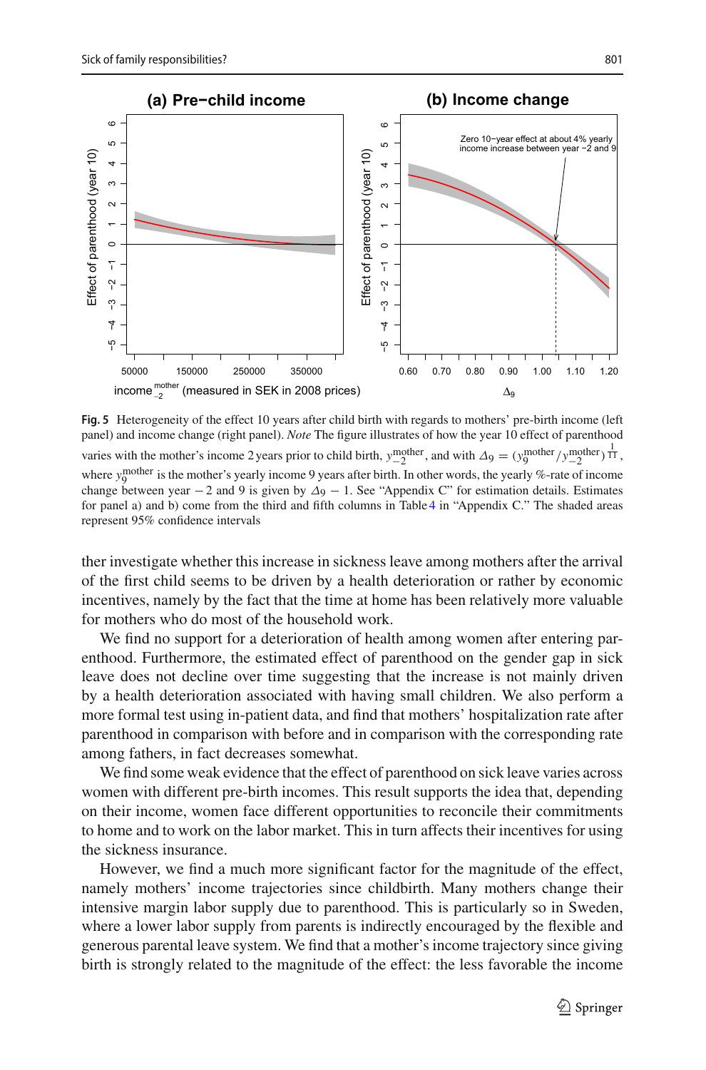**Fig. 5** Heterogeneity of the effect 10 years after child birth with regards to mothers' pre-birth income (left panel) and income change (right panel). *Note* The figure illustrates of how the year 10 effect of parenthood varies with the mother's income 2 years prior to child birth, $y_{-2}^{\text{mother}}$, and with $\Delta_9 = (y_9^{\text{mother}}/y_{-2}^{\text{mother}})^{\frac{1}{11}}$, where $y_9^{\text{mother}}$ is the mother's yearly income 9 years after birth. In other words, the yearly %-rate of income change between year $-2$ and 9 is given by $\Delta_9 - 1$. See "Appendix C" for estimation details. Estimates for panel a) and b) come from the third and fifth columns in Table 4 in "Appendix C." The shaded areas represent 95% confidence intervals

ther investigate whether this increase in sickness leave among mothers after the arrival of the first child seems to be driven by a health deterioration or rather by economic incentives, namely by the fact that the time at home has been relatively more valuable for mothers who do most of the household work.

We find no support for a deterioration of health among women after entering parenthood. Furthermore, the estimated effect of parenthood on the gender gap in sick leave does not decline over time suggesting that the increase is not mainly driven by a health deterioration associated with having small children. We also perform a more formal test using in-patient data, and find that mothers' hospitalization rate after parenthood in comparison with before and in comparison with the corresponding rate among fathers, in fact decreases somewhat.

We find some weak evidence that the effect of parenthood on sick leave varies across women with different pre-birth incomes. This result supports the idea that, depending on their income, women face different opportunities to reconcile their commitments to home and to work on the labor market. This in turn affects their incentives for using the sickness insurance.

However, we find a much more significant factor for the magnitude of the effect, namely mothers' income trajectories since childbirth. Many mothers change their intensive margin labor supply due to parenthood. This is particularly so in Sweden, where a lower labor supply from parents is indirectly encouraged by the flexible and generous parental leave system. We find that a mother's income trajectory since giving birth is strongly related to the magnitude of the effect: the less favorable the income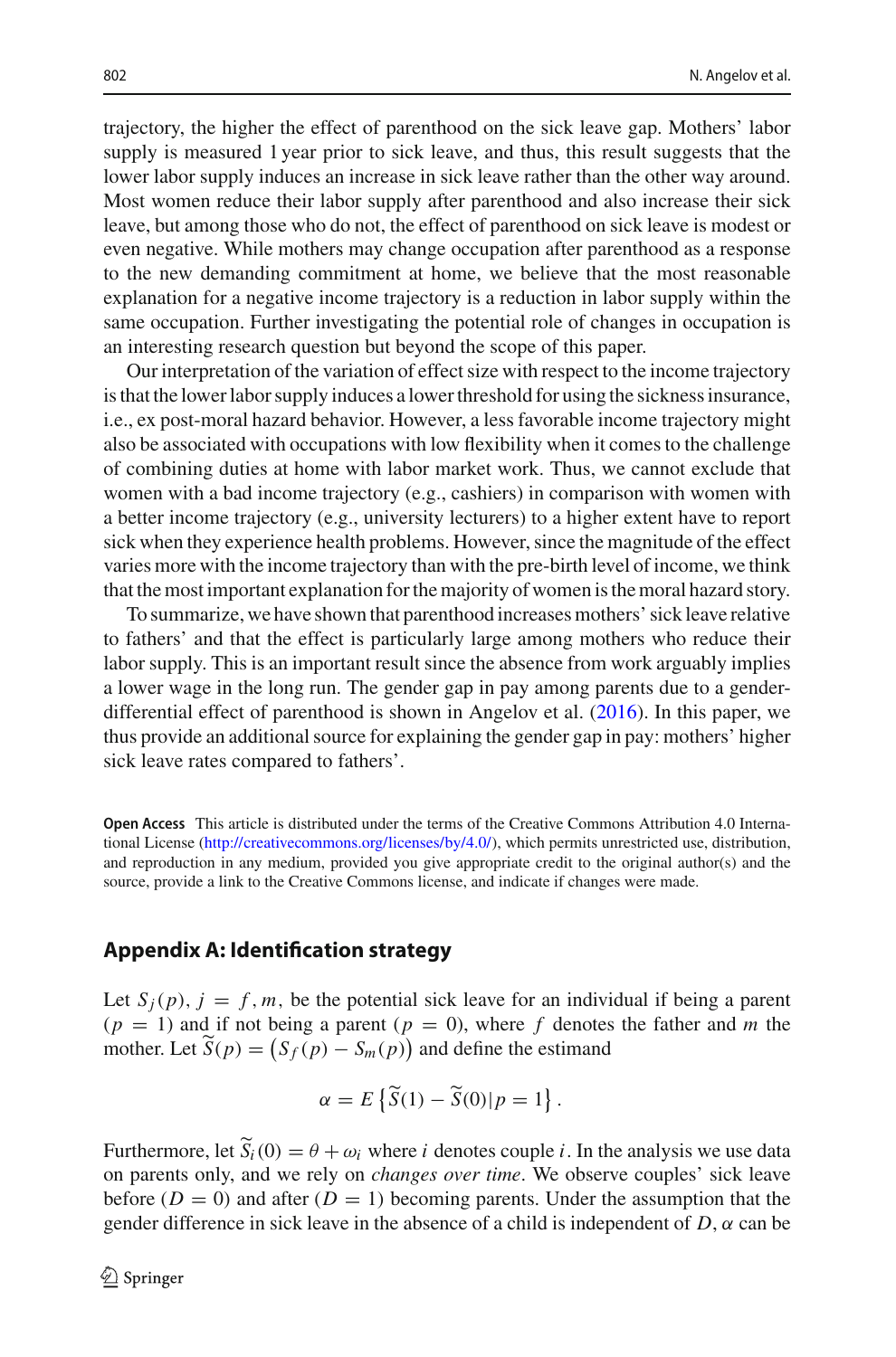trajectory, the higher the effect of parenthood on the sick leave gap. Mothers' labor supply is measured 1 year prior to sick leave, and thus, this result suggests that the lower labor supply induces an increase in sick leave rather than the other way around. Most women reduce their labor supply after parenthood and also increase their sick leave, but among those who do not, the effect of parenthood on sick leave is modest or even negative. While mothers may change occupation after parenthood as a response to the new demanding commitment at home, we believe that the most reasonable explanation for a negative income trajectory is a reduction in labor supply within the same occupation. Further investigating the potential role of changes in occupation is an interesting research question but beyond the scope of this paper.

Our interpretation of the variation of effect size with respect to the income trajectory is that the lower labor supply induces a lower threshold for using the sickness insurance, i.e., ex post-moral hazard behavior. However, a less favorable income trajectory might also be associated with occupations with low flexibility when it comes to the challenge of combining duties at home with labor market work. Thus, we cannot exclude that women with a bad income trajectory (e.g., cashiers) in comparison with women with a better income trajectory (e.g., university lecturers) to a higher extent have to report sick when they experience health problems. However, since the magnitude of the effect varies more with the income trajectory than with the pre-birth level of income, we think that the most important explanation for the majority of women is the moral hazard story.

To summarize, we have shown that parenthood increases mothers' sick leave relative to fathers' and that the effect is particularly large among mothers who reduce their labor supply. This is an important result since the absence from work arguably implies a lower wage in the long run. The gender gap in pay among parents due to a gender-differential effect of parenthood is shown in Angelov et al. (2016). In this paper, we thus provide an additional source for explaining the gender gap in pay: mothers' higher sick leave rates compared to fathers'.

**Open Access** This article is distributed under the terms of the Creative Commons Attribution 4.0 International License (http://creativecommons.org/licenses/by/4.0/), which permits unrestricted use, distribution, and reproduction in any medium, provided you give appropriate credit to the original author(s) and the source, provide a link to the Creative Commons license, and indicate if changes were made.

## Appendix A: Identification strategy

Let $S_j(p)$, $j = f, m$, be the potential sick leave for an individual if being a parent ($p = 1$) and if not being a parent ($p = 0$), where $f$ denotes the father and $m$ the mother. Let $\widetilde{S}(p) = \left(S_f(p) - S_m(p)\right)$ and define the estimand

$$\alpha = E\left\{\widetilde{S}(1) - \widetilde{S}(0) | p = 1\right\}.$$

Furthermore, let $\widetilde{S}_i(0) = \theta + \omega_i$ where $i$ denotes couple $i$. In the analysis we use data on parents only, and we rely on *changes over time*. We observe couples' sick leave before ($D = 0$) and after ($D = 1$) becoming parents. Under the assumption that the gender difference in sick leave in the absence of a child is independent of $D$, $\alpha$ can be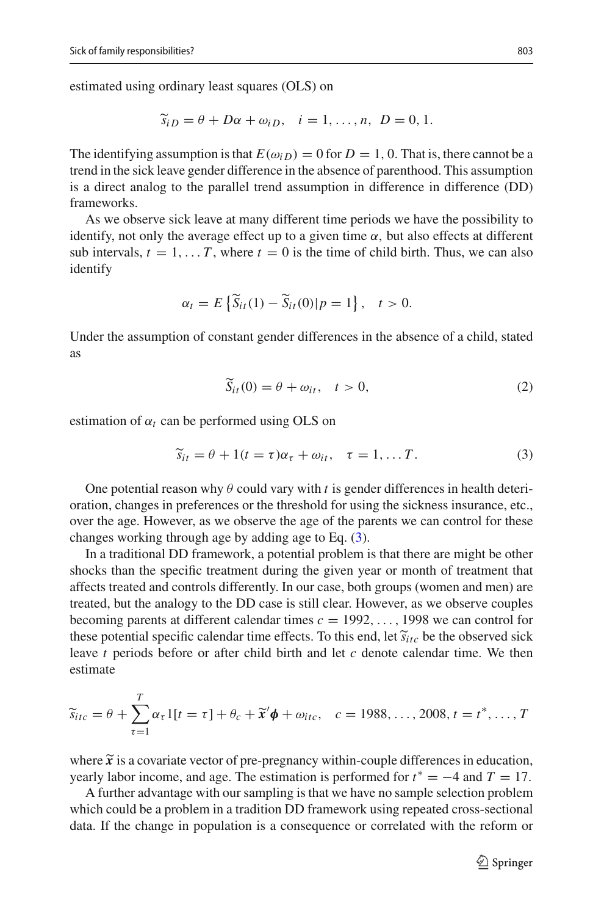estimated using ordinary least squares (OLS) on

$$\widetilde{s}_{iD} = \theta + D\alpha + \omega_{iD}, \quad i = 1, \ldots, n, \;\; D = 0, 1.$$

The identifying assumption is that $E(\omega_{iD}) = 0$ for $D = 1, 0$. That is, there cannot be a trend in the sick leave gender difference in the absence of parenthood. This assumption is a direct analog to the parallel trend assumption in difference in difference (DD) frameworks.

As we observe sick leave at many different time periods we have the possibility to identify, not only the average effect up to a given time $\alpha$, but also effects at different sub intervals, $t = 1, \ldots T$, where $t = 0$ is the time of child birth. Thus, we can also identify

$$\alpha_t = E\left\{\widetilde{S}_{it}(1) - \widetilde{S}_{it}(0)|p = 1\right\}, \quad t > 0.$$

Under the assumption of constant gender differences in the absence of a child, stated as

$$\widetilde{S}_{it}(0) = \theta + \omega_{it}, \quad t > 0, \tag{2}$$

estimation of $\alpha_t$ can be performed using OLS on

$$\widetilde{s}_{it} = \theta + 1(t = \tau)\alpha_\tau + \omega_{it}, \quad \tau = 1, \ldots T. \tag{3}$$

One potential reason why $\theta$ could vary with $t$ is gender differences in health deterioration, changes in preferences or the threshold for using the sickness insurance, etc., over the age. However, as we observe the age of the parents we can control for these changes working through age by adding age to Eq. (3).

In a traditional DD framework, a potential problem is that there are might be other shocks than the specific treatment during the given year or month of treatment that affects treated and controls differently. In our case, both groups (women and men) are treated, but the analogy to the DD case is still clear. However, as we observe couples becoming parents at different calendar times $c = 1992, \ldots, 1998$ we can control for these potential specific calendar time effects. To this end, let $\widetilde{s}_{itc}$ be the observed sick leave $t$ periods before or after child birth and let $c$ denote calendar time. We then estimate

$$\widetilde{s}_{itc} = \theta + \sum_{\tau=1}^{T} \alpha_\tau 1[t = \tau] + \theta_c + \widetilde{\boldsymbol{x}}'\boldsymbol{\phi} + \omega_{itc}, \quad c = 1988, \ldots, 2008, t = t^*, \ldots, T$$

where $\widetilde{\boldsymbol{x}}$ is a covariate vector of pre-pregnancy within-couple differences in education, yearly labor income, and age. The estimation is performed for $t^* = -4$ and $T = 17$.

A further advantage with our sampling is that we have no sample selection problem which could be a problem in a tradition DD framework using repeated cross-sectional data. If the change in population is a consequence or correlated with the reform or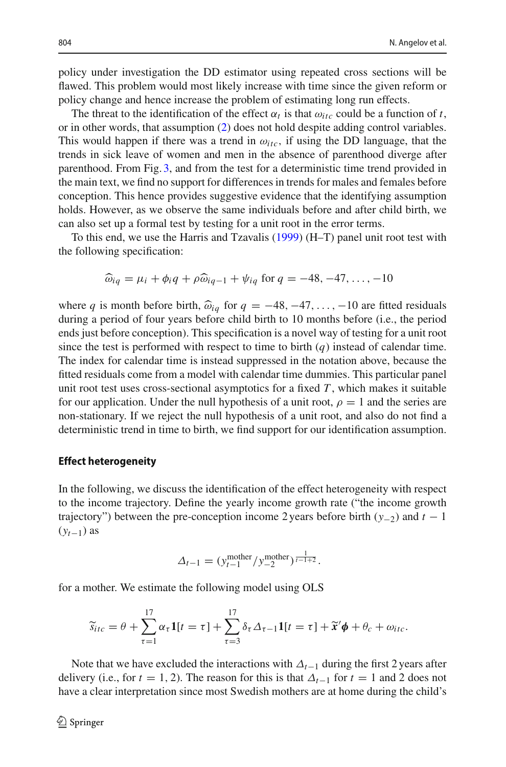policy under investigation the DD estimator using repeated cross sections will be flawed. This problem would most likely increase with time since the given reform or policy change and hence increase the problem of estimating long run effects.

The threat to the identification of the effect $\alpha_t$ is that $\omega_{itc}$ could be a function of $t$, or in other words, that assumption (2) does not hold despite adding control variables. This would happen if there was a trend in $\omega_{itc}$, if using the DD language, that the trends in sick leave of women and men in the absence of parenthood diverge after parenthood. From Fig. 3, and from the test for a deterministic time trend provided in the main text, we find no support for differences in trends for males and females before conception. This hence provides suggestive evidence that the identifying assumption holds. However, as we observe the same individuals before and after child birth, we can also set up a formal test by testing for a unit root in the error terms.

To this end, we use the Harris and Tzavalis (1999) (H–T) panel unit root test with the following specification:

$$\widehat{\omega}_{iq} = \mu_i + \phi_i q + \rho \widehat{\omega}_{iq-1} + \psi_{iq} \text{ for } q = -48, -47, \ldots, -10$$

where $q$ is month before birth, $\widehat{\omega}_{iq}$ for $q = -48, -47, \ldots, -10$ are fitted residuals during a period of four years before child birth to 10 months before (i.e., the period ends just before conception). This specification is a novel way of testing for a unit root since the test is performed with respect to time to birth ($q$) instead of calendar time. The index for calendar time is instead suppressed in the notation above, because the fitted residuals come from a model with calendar time dummies. This particular panel unit root test uses cross-sectional asymptotics for a fixed $T$, which makes it suitable for our application. Under the null hypothesis of a unit root, $\rho = 1$ and the series are non-stationary. If we reject the null hypothesis of a unit root, and also do not find a deterministic trend in time to birth, we find support for our identification assumption.

## Effect heterogeneity

In the following, we discuss the identification of the effect heterogeneity with respect to the income trajectory. Define the yearly income growth rate ("the income growth trajectory") between the pre-conception income 2 years before birth ($y_{-2}$) and $t-1$ ($y_{t-1}$) as

$$\Delta_{t-1} = (y_{t-1}^{\text{mother}} / y_{-2}^{\text{mother}})^{\frac{1}{t-1+2}}.$$

for a mother. We estimate the following model using OLS

$$\widetilde{s}_{itc} = \theta + \sum_{\tau=1}^{17} \alpha_\tau \mathbf{1}[t = \tau] + \sum_{\tau=3}^{17} \delta_\tau \Delta_{\tau-1} \mathbf{1}[t = \tau] + \widetilde{\mathbf{x}}' \boldsymbol{\phi} + \theta_c + \omega_{itc}.$$

Note that we have excluded the interactions with $\Delta_{t-1}$ during the first 2 years after delivery (i.e., for $t = 1, 2$). The reason for this is that $\Delta_{t-1}$ for $t = 1$ and 2 does not have a clear interpretation since most Swedish mothers are at home during the child's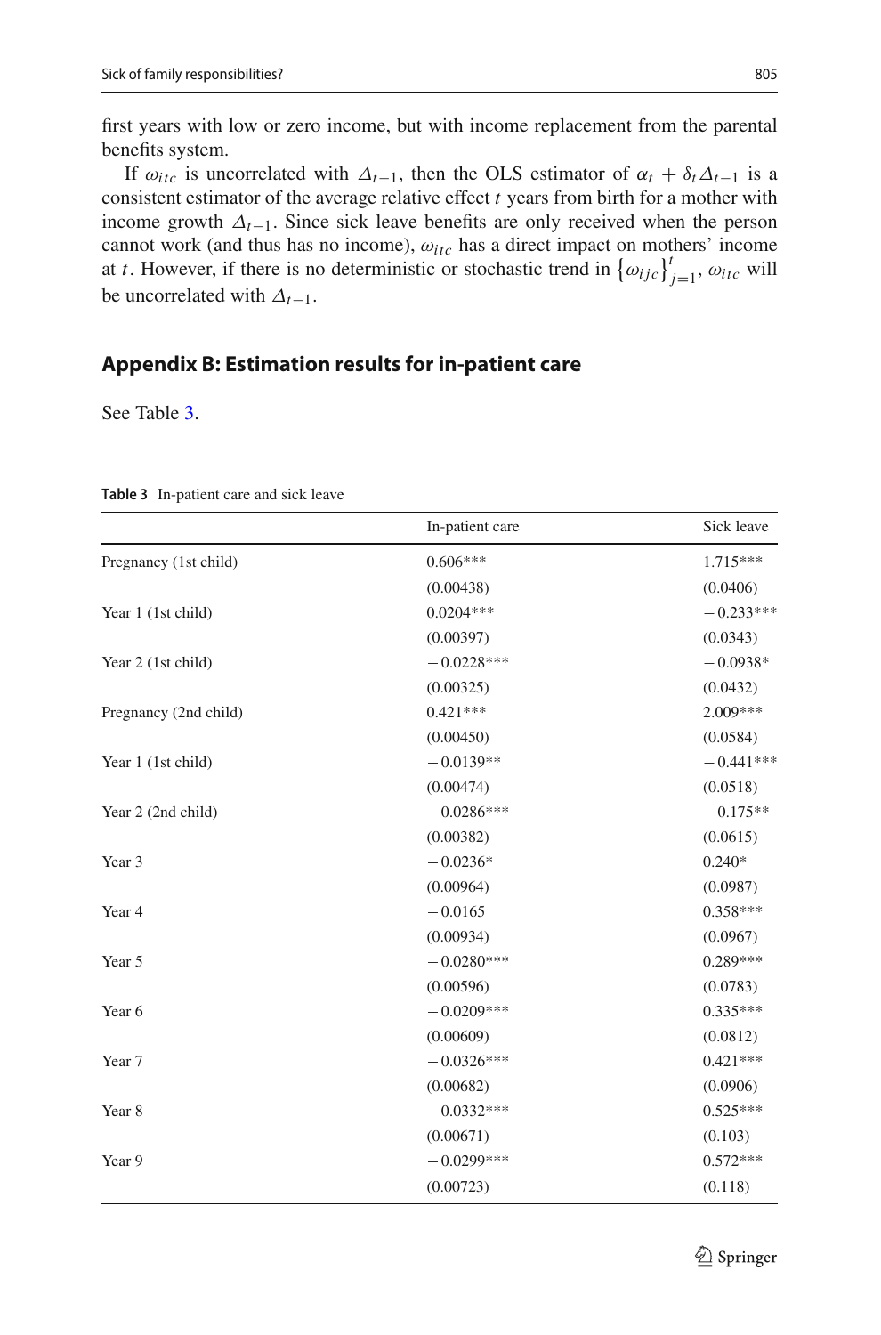first years with low or zero income, but with income replacement from the parental benefits system.

If $\omega_{itc}$ is uncorrelated with $\Delta_{t-1}$, then the OLS estimator of $\alpha_t + \delta_t \Delta_{t-1}$ is a consistent estimator of the average relative effect $t$ years from birth for a mother with income growth $\Delta_{t-1}$. Since sick leave benefits are only received when the person cannot work (and thus has no income), $\omega_{itc}$ has a direct impact on mothers' income at $t$. However, if there is no deterministic or stochastic trend in $\{\omega_{ijc}\}_{j=1}^{t}$, $\omega_{itc}$ will be uncorrelated with $\Delta_{t-1}$.

## Appendix B: Estimation results for in-patient care

See Table 3.

**Table 3** In-patient care and sick leave

| | In-patient care | Sick leave |
|---|---|---|
| Pregnancy (1st child) | 0.606*** | 1.715*** |
| | (0.00438) | (0.0406) |
| Year 1 (1st child) | 0.0204*** | −0.233*** |
| | (0.00397) | (0.0343) |
| Year 2 (1st child) | −0.0228*** | −0.0938* |
| | (0.00325) | (0.0432) |
| Pregnancy (2nd child) | 0.421*** | 2.009*** |
| | (0.00450) | (0.0584) |
| Year 1 (1st child) | −0.0139** | −0.441*** |
| | (0.00474) | (0.0518) |
| Year 2 (2nd child) | −0.0286*** | −0.175** |
| | (0.00382) | (0.0615) |
| Year 3 | −0.0236* | 0.240* |
| | (0.00964) | (0.0987) |
| Year 4 | −0.0165 | 0.358*** |
| | (0.00934) | (0.0967) |
| Year 5 | −0.0280*** | 0.289*** |
| | (0.00596) | (0.0783) |
| Year 6 | −0.0209*** | 0.335*** |
| | (0.00609) | (0.0812) |
| Year 7 | −0.0326*** | 0.421*** |
| | (0.00682) | (0.0906) |
| Year 8 | −0.0332*** | 0.525*** |
| | (0.00671) | (0.103) |
| Year 9 | −0.0299*** | 0.572*** |
| | (0.00723) | (0.118) |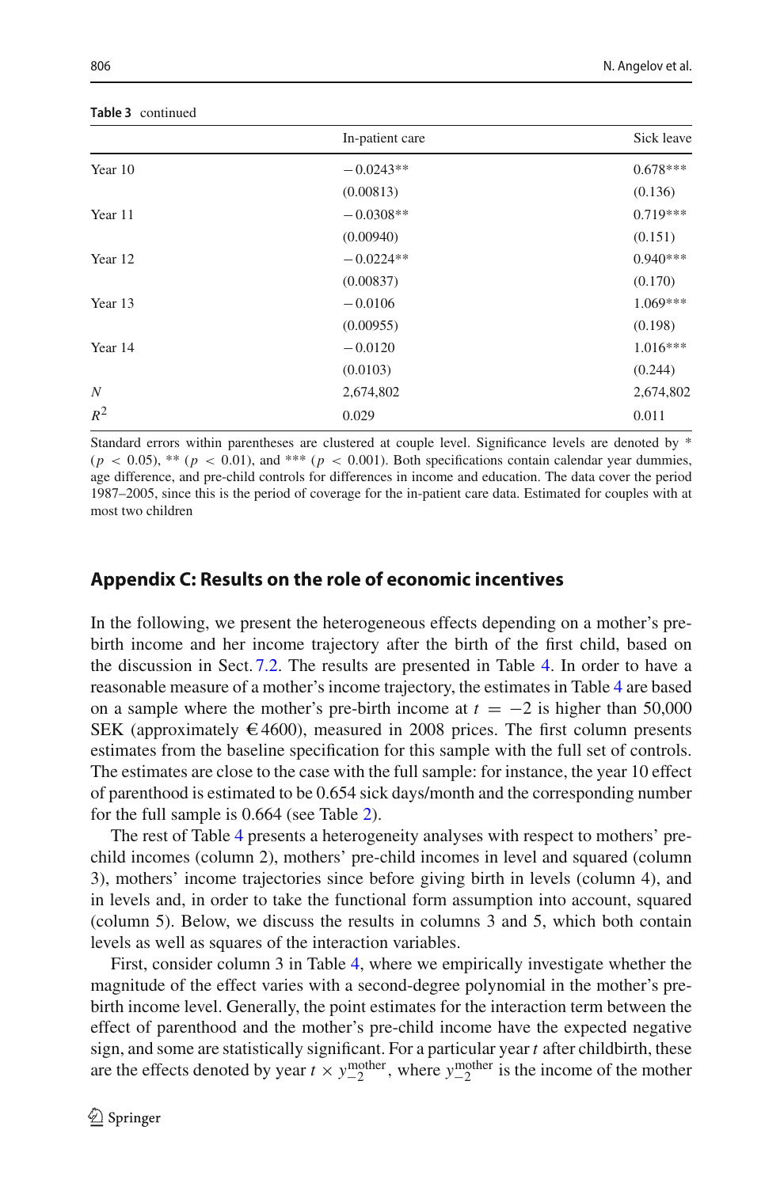**Table 3** continued

| | In-patient care | Sick leave |
|---|---|---|
| Year 10 | −0.0243** | 0.678*** |
| | (0.00813) | (0.136) |
| Year 11 | −0.0308** | 0.719*** |
| | (0.00940) | (0.151) |
| Year 12 | −0.0224** | 0.940*** |
| | (0.00837) | (0.170) |
| Year 13 | −0.0106 | 1.069*** |
| | (0.00955) | (0.198) |
| Year 14 | −0.0120 | 1.016*** |
| | (0.0103) | (0.244) |
| $N$ | 2,674,802 | 2,674,802 |
| $R^2$ | 0.029 | 0.011 |

Standard errors within parentheses are clustered at couple level. Significance levels are denoted by * ($p < 0.05$), ** ($p < 0.01$), and *** ($p < 0.001$). Both specifications contain calendar year dummies, age difference, and pre-child controls for differences in income and education. The data cover the period 1987–2005, since this is the period of coverage for the in-patient care data. Estimated for couples with at most two children

## Appendix C: Results on the role of economic incentives

In the following, we present the heterogeneous effects depending on a mother's pre-birth income and her income trajectory after the birth of the first child, based on the discussion in Sect. 7.2. The results are presented in Table 4. In order to have a reasonable measure of a mother's income trajectory, the estimates in Table 4 are based on a sample where the mother's pre-birth income at $t = -2$ is higher than 50,000 SEK (approximately €4600), measured in 2008 prices. The first column presents estimates from the baseline specification for this sample with the full set of controls. The estimates are close to the case with the full sample: for instance, the year 10 effect of parenthood is estimated to be 0.654 sick days/month and the corresponding number for the full sample is 0.664 (see Table 2).

The rest of Table 4 presents a heterogeneity analyses with respect to mothers' pre-child incomes (column 2), mothers' pre-child incomes in level and squared (column 3), mothers' income trajectories since before giving birth in levels (column 4), and in levels and, in order to take the functional form assumption into account, squared (column 5). Below, we discuss the results in columns 3 and 5, which both contain levels as well as squares of the interaction variables.

First, consider column 3 in Table 4, where we empirically investigate whether the magnitude of the effect varies with a second-degree polynomial in the mother's pre-birth income level. Generally, the point estimates for the interaction term between the effect of parenthood and the mother's pre-child income have the expected negative sign, and some are statistically significant. For a particular year $t$ after childbirth, these are the effects denoted by year $t \times y_{-2}^{\text{mother}}$, where $y_{-2}^{\text{mother}}$ is the income of the mother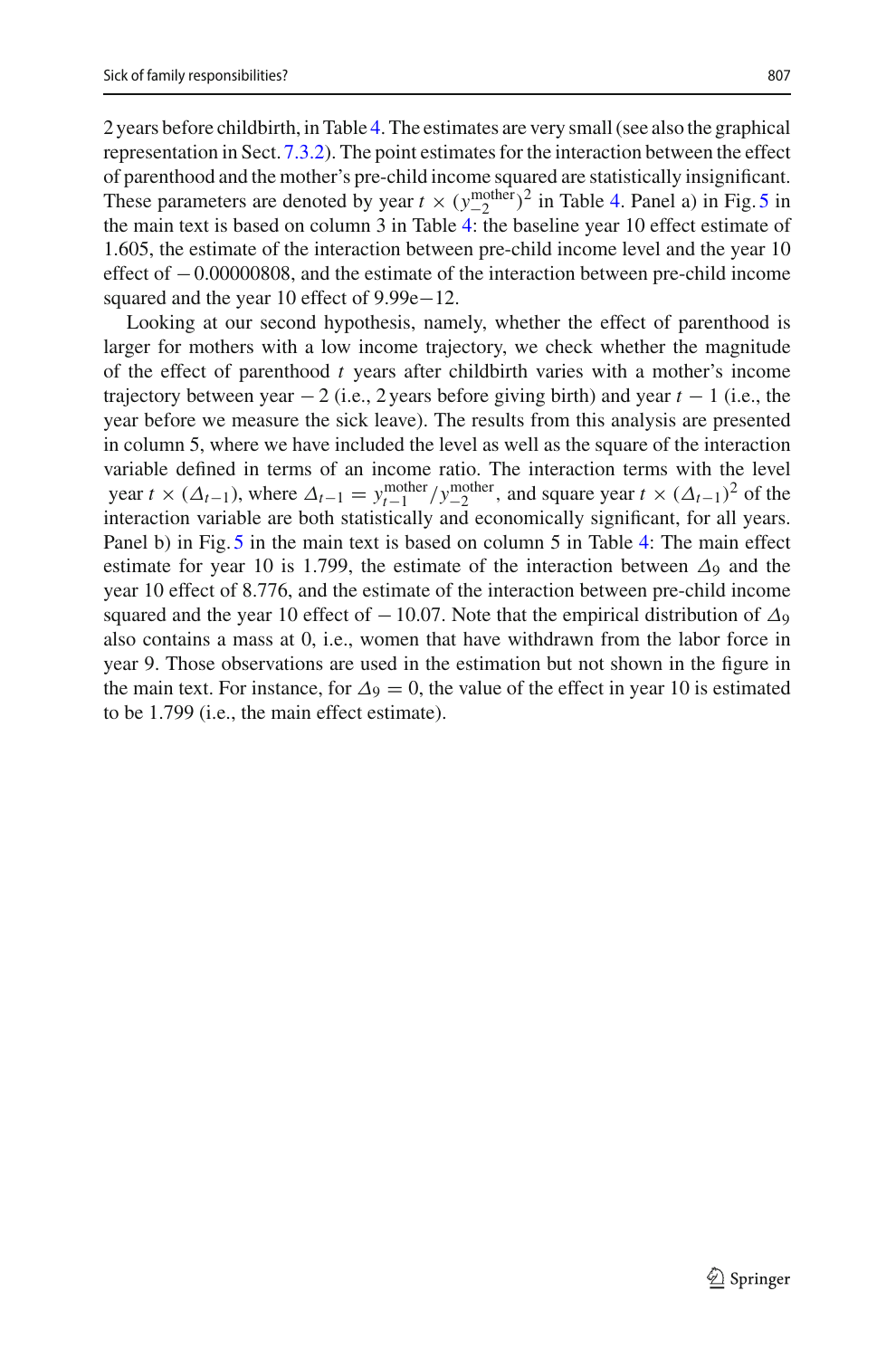2 years before childbirth, in Table 4. The estimates are very small (see also the graphical representation in Sect. 7.3.2). The point estimates for the interaction between the effect of parenthood and the mother's pre-child income squared are statistically insignificant. These parameters are denoted by year $t \times (y_{-2}^{\text{mother}})^2$ in Table 4. Panel a) in Fig. 5 in the main text is based on column 3 in Table 4: the baseline year 10 effect estimate of 1.605, the estimate of the interaction between pre-child income level and the year 10 effect of $-0.00000808$, and the estimate of the interaction between pre-child income squared and the year 10 effect of 9.99e−12.

Looking at our second hypothesis, namely, whether the effect of parenthood is larger for mothers with a low income trajectory, we check whether the magnitude of the effect of parenthood $t$ years after childbirth varies with a mother's income trajectory between year $-2$ (i.e., 2 years before giving birth) and year $t-1$ (i.e., the year before we measure the sick leave). The results from this analysis are presented in column 5, where we have included the level as well as the square of the interaction variable defined in terms of an income ratio. The interaction terms with the level year $t \times (\Delta_{t-1})$, where $\Delta_{t-1} = y_{t-1}^{\text{mother}} / y_{-2}^{\text{mother}}$, and square year $t \times (\Delta_{t-1})^2$ of the interaction variable are both statistically and economically significant, for all years. Panel b) in Fig. 5 in the main text is based on column 5 in Table 4: The main effect estimate for year 10 is 1.799, the estimate of the interaction between $\Delta_9$ and the year 10 effect of 8.776, and the estimate of the interaction between pre-child income squared and the year 10 effect of $-10.07$. Note that the empirical distribution of $\Delta_9$ also contains a mass at 0, i.e., women that have withdrawn from the labor force in year 9. Those observations are used in the estimation but not shown in the figure in the main text. For instance, for $\Delta_9 = 0$, the value of the effect in year 10 is estimated to be 1.799 (i.e., the main effect estimate).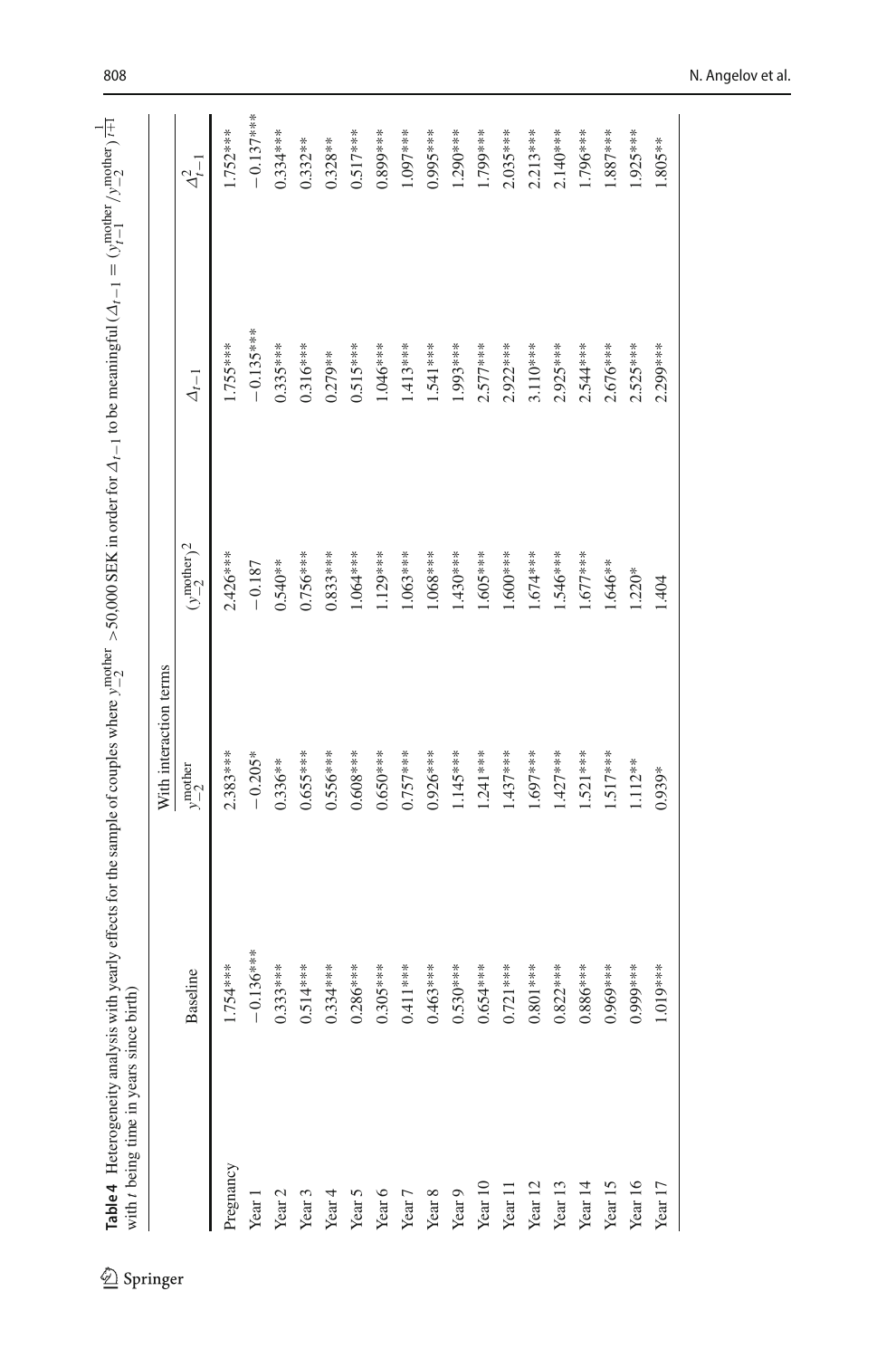**Table 4** Heterogeneity analysis with yearly effects for the sample of couples where $y_{-2}^{\text{mother}} > 50{,}000$ SEK in order for $\Delta_{t-1}$ to be meaningful ($\Delta_{t-1} = (y_{t-1}^{\text{mother}}/y_{-2}^{\text{mother}})^{\frac{1}{t+1}}$ with $t$ being time in years since birth)

| | Baseline | With interaction terms | | | |
|---|---|---|---|---|---|
| | | $y_{-2}^{\text{mother}}$ | $(y_{-2}^{\text{mother}})^2$ | $\Delta_{t-1}$ | $\Delta_{t-1}^2$ |
| Pregnancy | 1.754*** | 2.383*** | 2.426*** | 1.755*** | 1.752*** |
| Year 1 | −0.136*** | −0.205* | −0.187 | −0.135*** | −0.137*** |
| Year 2 | 0.333*** | 0.336** | 0.540** | 0.335*** | 0.334*** |
| Year 3 | 0.514*** | 0.655*** | 0.756*** | 0.316*** | 0.332** |
| Year 4 | 0.334*** | 0.556*** | 0.833*** | 0.279** | 0.328** |
| Year 5 | 0.286*** | 0.608*** | 1.064*** | 0.515*** | 0.517*** |
| Year 6 | 0.305*** | 0.650*** | 1.129*** | 1.046*** | 0.899*** |
| Year 7 | 0.411*** | 0.757*** | 1.063*** | 1.413*** | 1.097*** |
| Year 8 | 0.463*** | 0.926*** | 1.068*** | 1.541*** | 0.995*** |
| Year 9 | 0.530*** | 1.145*** | 1.430*** | 1.993*** | 1.290*** |
| Year 10 | 0.654*** | 1.241*** | 1.605*** | 2.577*** | 1.799*** |
| Year 11 | 0.721*** | 1.437*** | 1.600*** | 2.922*** | 2.035*** |
| Year 12 | 0.801*** | 1.697*** | 1.674*** | 3.110*** | 2.213*** |
| Year 13 | 0.822*** | 1.427*** | 1.546*** | 2.925*** | 2.140*** |
| Year 14 | 0.882*** | 1.521*** | 1.677*** | 2.544*** | 1.796*** |
| Year 15 | 0.969*** | 1.517*** | 1.646** | 2.676*** | 1.887*** |
| Year 16 | 0.999*** | 1.112** | 1.220* | 2.525*** | 1.925*** |
| Year 17 | 1.019*** | 0.939* | 1.404 | 2.299*** | 1.805** |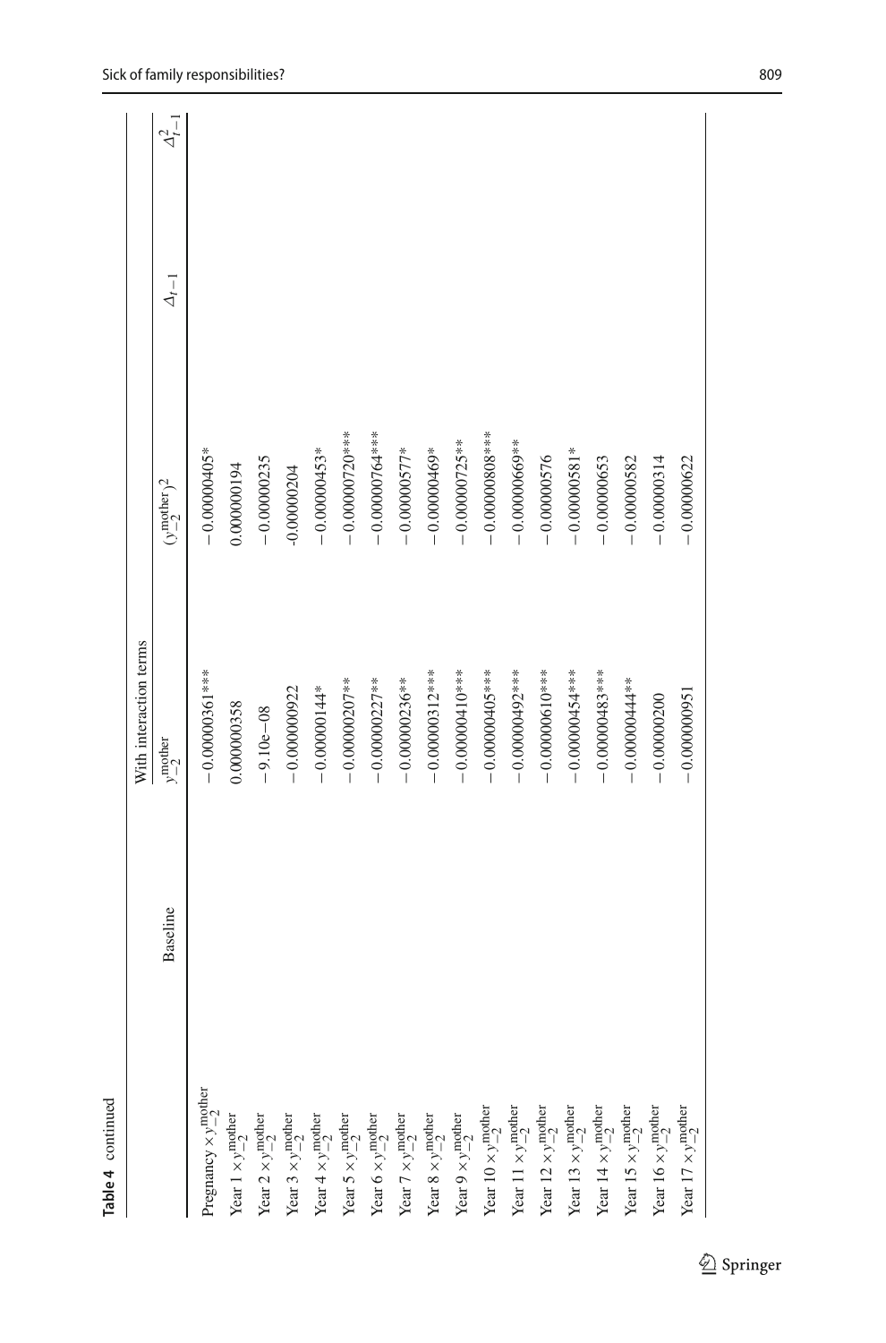**Table 4** continued

| | Baseline | With interaction terms | | | |
|---|---|---|---|---|---|
| | | $y_{-2}^{\text{mother}}$ | $(y_{-2}^{\text{mother}})^2$ | $\Delta_{t-1}$ | $\Delta_{t-1}^2$ |
| Pregnancy $\times y_{-2}^{\text{mother}}$ | | −0.00000361*** | −0.00000405* | | |
| Year 1 $\times y_{-2}^{\text{mother}}$ | | 0.000000358 | 0.000000194 | | |
| Year 2 $\times y_{-2}^{\text{mother}}$ | | −9.10e−08 | −0.00000235 | | |
| Year 3 $\times y_{-2}^{\text{mother}}$ | | −0.000000922 | -0.00000204 | | |
| Year 4 $\times y_{-2}^{\text{mother}}$ | | −0.00000144* | −0.00000453* | | |
| Year 5 $\times y_{-2}^{\text{mother}}$ | | −0.00000207** | −0.00000720*** | | |
| Year 6 $\times y_{-2}^{\text{mother}}$ | | −0.00000227** | −0.00000764*** | | |
| Year 7 $\times y_{-2}^{\text{mother}}$ | | −0.00000236** | −0.00000577* | | |
| Year 8 $\times y_{-2}^{\text{mother}}$ | | −0.00000312*** | −0.00000469* | | |
| Year 9 $\times y_{-2}^{\text{mother}}$ | | −0.00000410*** | −0.00000725** | | |
| Year 10 $\times y_{-2}^{\text{mother}}$ | | −0.00000405*** | −0.00000808*** | | |
| Year 11 $\times y_{-2}^{\text{mother}}$ | | −0.00000492*** | −0.00000669** | | |
| Year 12 $\times y_{-2}^{\text{mother}}$ | | −0.00000610*** | −0.00000576 | | |
| Year 13 $\times y_{-2}^{\text{mother}}$ | | −0.00000454*** | −0.00000581* | | |
| Year 14 $\times y_{-2}^{\text{mother}}$ | | −0.00000483*** | −0.00000653 | | |
| Year 15 $\times y_{-2}^{\text{mother}}$ | | −0.00000444** | −0.00000582 | | |
| Year 16 $\times y_{-2}^{\text{mother}}$ | | −0.00000200 | −0.00000314 | | |
| Year 17 $\times y_{-2}^{\text{mother}}$ | | −0.000000951 | −0.00000622 | | |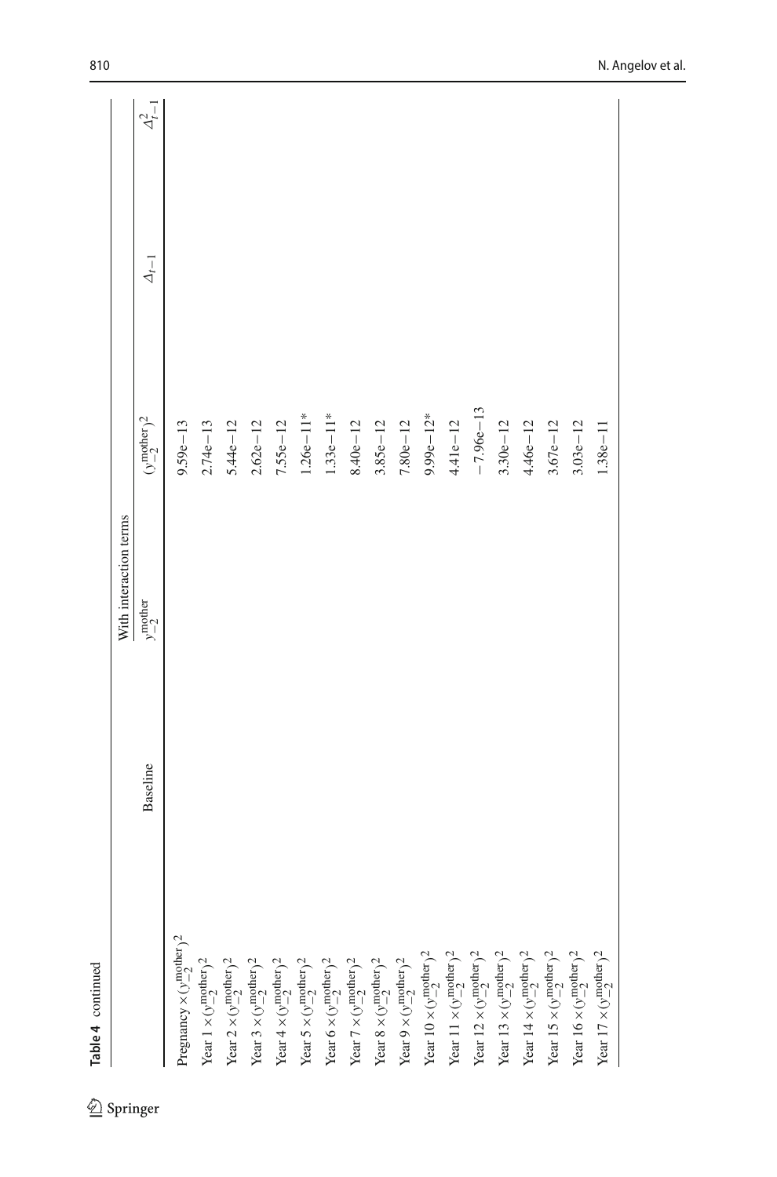**Table 4** continued

| | Baseline | With interaction terms | | | |
|---|---|---|---|---|---|
| | | $y_{-2}^{\text{mother}}$ | $(y_{-2}^{\text{mother}})^2$ | $\Delta_{t-1}$ | $\Delta_{t-1}^2$ |
| Pregnancy $\times (y_{-2}^{\text{mother}})^2$ | | | 9.59e−13 | | |
| Year 1 $\times (y_{-2}^{\text{mother}})^2$ | | | 2.74e−13 | | |
| Year 2 $\times (y_{-2}^{\text{mother}})^2$ | | | 5.44e−12 | | |
| Year 3 $\times (y_{-2}^{\text{mother}})^2$ | | | 2.62e−12 | | |
| Year 4 $\times (y_{-2}^{\text{mother}})^2$ | | | 7.55e−12 | | |
| Year 5 $\times (y_{-2}^{\text{mother}})^2$ | | | 1.26e−11* | | |
| Year 6 $\times (y_{-2}^{\text{mother}})^2$ | | | 1.33e−11* | | |
| Year 7 $\times (y_{-2}^{\text{mother}})^2$ | | | 8.40e−12 | | |
| Year 8 $\times (y_{-2}^{\text{mother}})^2$ | | | 3.85e−12 | | |
| Year 9 $\times (y_{-2}^{\text{mother}})^2$ | | | 7.80e−12 | | |
| Year 10 $\times (y_{-2}^{\text{mother}})^2$ | | | 9.99e−12* | | |
| Year 11 $\times (y_{-2}^{\text{mother}})^2$ | | | 4.41e−12 | | |
| Year 12 $\times (y_{-2}^{\text{mother}})^2$ | | | −7.96e−13 | | |
| Year 13 $\times (y_{-2}^{\text{mother}})^2$ | | | 3.30e−12 | | |
| Year 14 $\times (y_{-2}^{\text{mother}})^2$ | | | 4.46e−12 | | |
| Year 15 $\times (y_{-2}^{\text{mother}})^2$ | | | 3.67e−12 | | |
| Year 16 $\times (y_{-2}^{\text{mother}})^2$ | | | 3.03e−12 | | |
| Year 17 $\times (y_{-2}^{\text{mother}})^2$ | | | 1.38e−11 | | |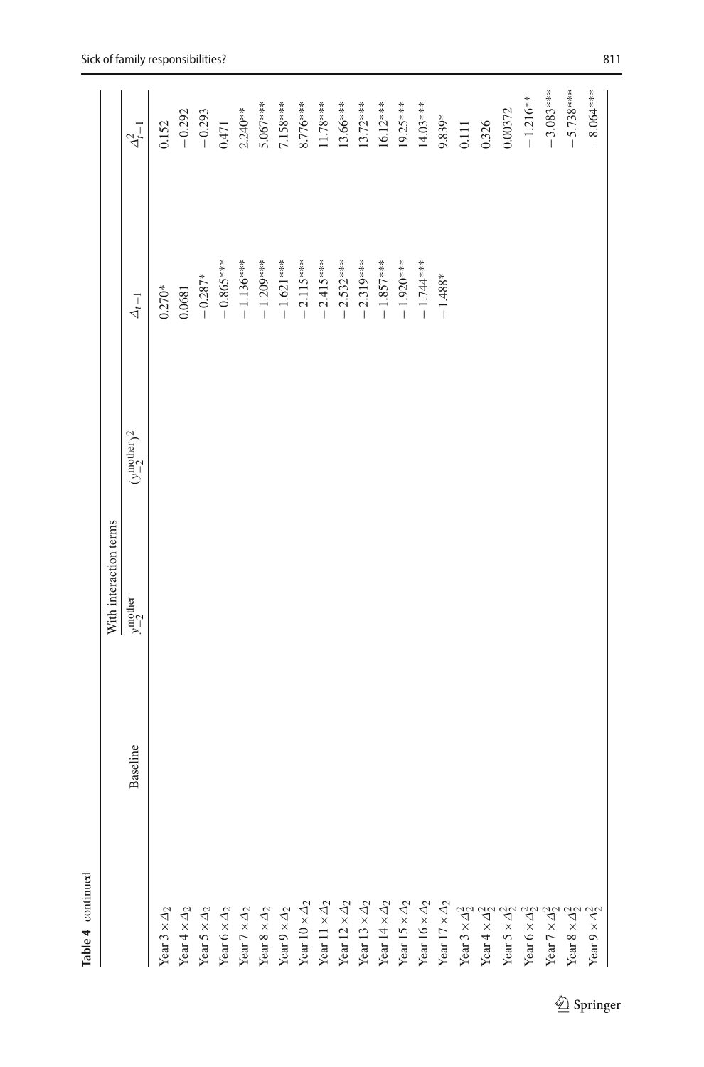**Table 4** continued

| | Baseline | With interaction terms | | | |
|---|---|---|---|---|---|
| | | $y_{-2}^{\text{mother}}$ | $(y_{-2}^{\text{mother}})^2$ | $\Delta_{t-1}$ | $\Delta_{t-1}^2$ |
| Year 3 × $\Delta_2$ | | | | 0.270* | 0.152 |
| Year 4 × $\Delta_2$ | | | | 0.0681 | − 0.292 |
| Year 5 × $\Delta_2$ | | | | − 0.287* | − 0.293 |
| Year 6 × $\Delta_2$ | | | | − 0.865*** | 0.471 |
| Year 7 × $\Delta_2$ | | | | − 1.136*** | 2.240** |
| Year 8 × $\Delta_2$ | | | | − 1.209*** | 5.067*** |
| Year 9 × $\Delta_2$ | | | | − 1.621*** | 7.158*** |
| Year 10 × $\Delta_2$ | | | | − 2.115*** | 8.776*** |
| Year 11 × $\Delta_2$ | | | | − 2.415*** | 11.78*** |
| Year 12 × $\Delta_2$ | | | | − 2.532*** | 13.66*** |
| Year 13 × $\Delta_2$ | | | | − 2.319*** | 13.72*** |
| Year 14 × $\Delta_2$ | | | | − 1.857*** | 16.12*** |
| Year 15 × $\Delta_2$ | | | | − 1.920*** | 19.25*** |
| Year 16 × $\Delta_2$ | | | | − 1.744*** | 14.03*** |
| Year 17 × $\Delta_2$ | | | | − 1.488* | 9.839* |
| Year 3 × $\Delta_2^2$ | | | | | 0.111 |
| Year 4 × $\Delta_2^2$ | | | | | 0.326 |
| Year 5 × $\Delta_2^2$ | | | | | 0.00372 |
| Year 6 × $\Delta_2^2$ | | | | | − 1.216** |
| Year 7 × $\Delta_2^2$ | | | | | − 3.083*** |
| Year 8 × $\Delta_2^2$ | | | | | − 5.738*** |
| Year 9 × $\Delta_2^2$ | | | | | − 8.064*** |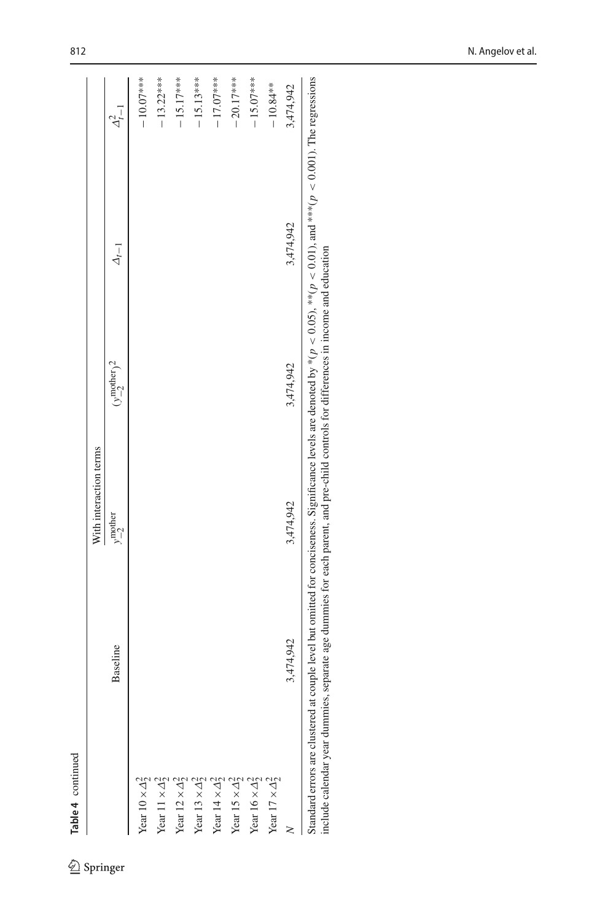**Table 4** continued

| | Baseline | With interaction terms | | | |
|---|---|---|---|---|---|
| | | $y_{-2}^{\text{mother}}$ | $(y_{-2}^{\text{mother}})^2$ | $\Delta_{t-1}$ | $\Delta_{t-1}^2$ |
| Year 10 × $\Delta_2^2$ | | | | | − 10.07*** |
| Year 11 × $\Delta_2^2$ | | | | | − 13.22*** |
| Year 12 × $\Delta_2^2$ | | | | | − 15.17*** |
| Year 13 × $\Delta_2^2$ | | | | | − 15.13*** |
| Year 14 × $\Delta_2^2$ | | | | | − 17.07*** |
| Year 15 × $\Delta_2^2$ | | | | | − 20.17*** |
| Year 16 × $\Delta_2^2$ | | | | | − 15.07*** |
| Year 17 × $\Delta_2^2$ | | | | | − 10.84** |
| $N$ | 3,474,942 | 3,474,942 | 3,474,942 | 3,474,942 | 3,474,942 |

Standard errors are clustered at couple level but omitted for conciseness. Significance levels are denoted by *($p < 0.05$), **($p < 0.01$), and ***($p < 0.001$). The regressions include calendar year dummies, separate age dummies for each parent, and pre-child controls for differences in income and education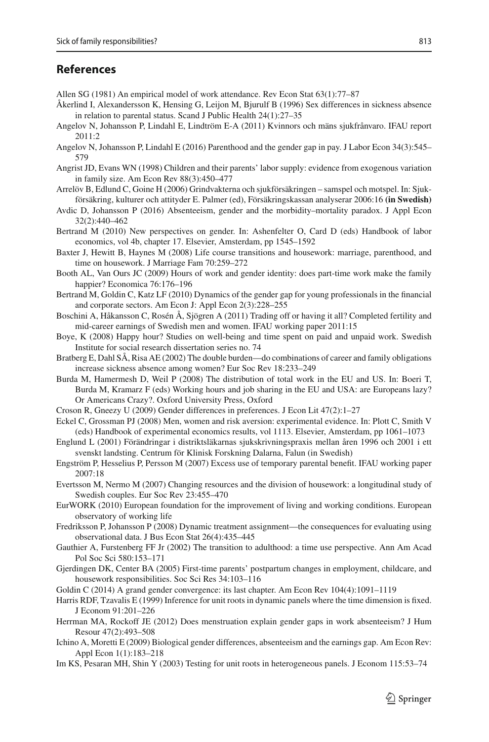## References

Allen SG (1981) An empirical model of work attendance. Rev Econ Stat 63(1):77–87

Åkerlind I, Alexandersson K, Hensing G, Leijon M, Bjurulf B (1996) Sex differences in sickness absence in relation to parental status. Scand J Public Health 24(1):27–35

Angelov N, Johansson P, Lindahl E, Lindtröm E-A (2011) Kvinnors och mäns sjukfrånvaro. IFAU report 2011:2

Angelov N, Johansson P, Lindahl E (2016) Parenthood and the gender gap in pay. J Labor Econ 34(3):545–579

Angrist JD, Evans WN (1998) Children and their parents' labor supply: evidence from exogenous variation in family size. Am Econ Rev 88(3):450–477

Arrelöv B, Edlund C, Goine H (2006) Grindvakterna och sjukförsäkringen – samspel och motspel. In: Sjukförsäkring, kulturer och attityder E. Palmer (ed), Försäkringskassan analyserar 2006:16 **(in Swedish)**

Avdic D, Johansson P (2016) Absenteeism, gender and the morbidity–mortality paradox. J Appl Econ 32(2):440–462

Bertrand M (2010) New perspectives on gender. In: Ashenfelter O, Card D (eds) Handbook of labor economics, vol 4b, chapter 17. Elsevier, Amsterdam, pp 1545–1592

Baxter J, Hewitt B, Haynes M (2008) Life course transitions and housework: marriage, parenthood, and time on housework. J Marriage Fam 70:259–272

Booth AL, Van Ours JC (2009) Hours of work and gender identity: does part-time work make the family happier? Economica 76:176–196

Bertrand M, Goldin C, Katz LF (2010) Dynamics of the gender gap for young professionals in the financial and corporate sectors. Am Econ J: Appl Econ 2(3):228–255

Boschini A, Håkansson C, Rosén Å, Sjögren A (2011) Trading off or having it all? Completed fertility and mid-career earnings of Swedish men and women. IFAU working paper 2011:15

Boye, K (2008) Happy hour? Studies on well-being and time spent on paid and unpaid work. Swedish Institute for social research dissertation series no. 74

Bratberg E, Dahl SÅ, Risa AE (2002) The double burden—do combinations of career and family obligations increase sickness absence among women? Eur Soc Rev 18:233–249

Burda M, Hamermesh D, Weil P (2008) The distribution of total work in the EU and US. In: Boeri T, Burda M, Kramarz F (eds) Working hours and job sharing in the EU and USA: are Europeans lazy? Or Americans Crazy?. Oxford University Press, Oxford

Croson R, Gneezy U (2009) Gender differences in preferences. J Econ Lit 47(2):1–27

Eckel C, Grossman PJ (2008) Men, women and risk aversion: experimental evidence. In: Plott C, Smith V (eds) Handbook of experimental economics results, vol 1113. Elsevier, Amsterdam, pp 1061–1073

Englund L (2001) Förändringar i distriktsläkarnas sjukskrivningspraxis mellan åren 1996 och 2001 i ett svenskt landsting. Centrum för Klinisk Forskning Dalarna, Falun (in Swedish)

Engström P, Hesselius P, Persson M (2007) Excess use of temporary parental benefit. IFAU working paper 2007:18

Evertsson M, Nermo M (2007) Changing resources and the division of housework: a longitudinal study of Swedish couples. Eur Soc Rev 23:455–470

EurWORK (2010) European foundation for the improvement of living and working conditions. European observatory of working life

Fredriksson P, Johansson P (2008) Dynamic treatment assignment—the consequences for evaluating using observational data. J Bus Econ Stat 26(4):435–445

Gauthier A, Furstenberg FF Jr (2002) The transition to adulthood: a time use perspective. Ann Am Acad Pol Soc Sci 580:153–171

Gjerdingen DK, Center BA (2005) First-time parents' postpartum changes in employment, childcare, and housework responsibilities. Soc Sci Res 34:103–116

Goldin C (2014) A grand gender convergence: its last chapter. Am Econ Rev 104(4):1091–1119

Harris RDF, Tzavalis E (1999) Inference for unit roots in dynamic panels where the time dimension is fixed. J Econom 91:201–226

Herrman MA, Rockoff JE (2012) Does menstruation explain gender gaps in work absenteeism? J Hum Resour 47(2):493–508

Ichino A, Moretti E (2009) Biological gender differences, absenteeism and the earnings gap. Am Econ Rev: Appl Econ 1(1):183–218

Im KS, Pesaran MH, Shin Y (2003) Testing for unit roots in heterogeneous panels. J Econom 115:53–74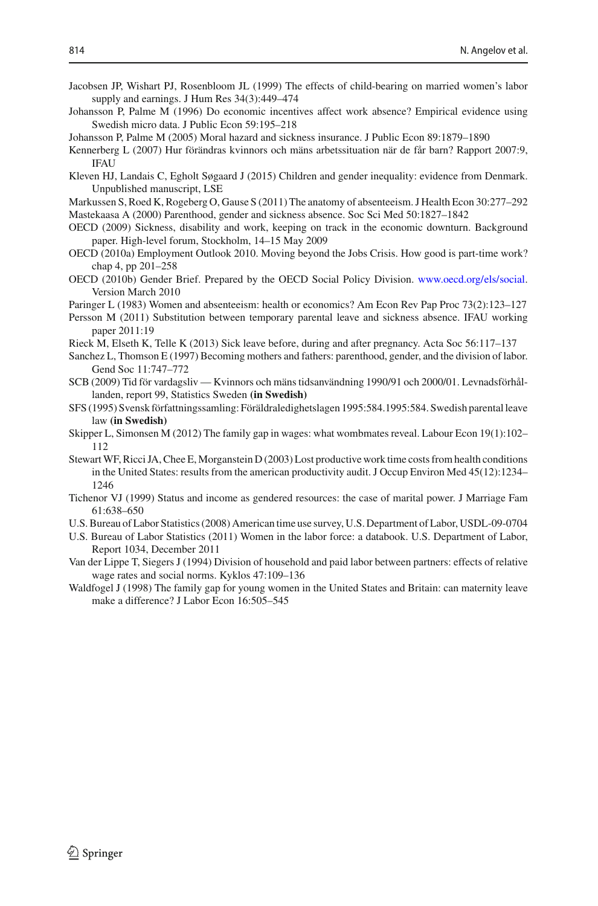Jacobsen JP, Wishart PJ, Rosenbloom JL (1999) The effects of child-bearing on married women's labor supply and earnings. J Hum Res 34(3):449–474

Johansson P, Palme M (1996) Do economic incentives affect work absence? Empirical evidence using Swedish micro data. J Public Econ 59:195–218

Johansson P, Palme M (2005) Moral hazard and sickness insurance. J Public Econ 89:1879–1890

Kennerberg L (2007) Hur förändras kvinnors och mäns arbetssituation när de får barn? Rapport 2007:9, IFAU

Kleven HJ, Landais C, Egholt Søgaard J (2015) Children and gender inequality: evidence from Denmark. Unpublished manuscript, LSE

Markussen S, Roed K, Rogeberg O, Gause S (2011) The anatomy of absenteeism. J Health Econ 30:277–292

Mastekaasa A (2000) Parenthood, gender and sickness absence. Soc Sci Med 50:1827–1842

OECD (2009) Sickness, disability and work, keeping on track in the economic downturn. Background paper. High-level forum, Stockholm, 14–15 May 2009

OECD (2010a) Employment Outlook 2010. Moving beyond the Jobs Crisis. How good is part-time work? chap 4, pp 201–258

OECD (2010b) Gender Brief. Prepared by the OECD Social Policy Division. www.oecd.org/els/social. Version March 2010

Paringer L (1983) Women and absenteeism: health or economics? Am Econ Rev Pap Proc 73(2):123–127

Persson M (2011) Substitution between temporary parental leave and sickness absence. IFAU working paper 2011:19

Rieck M, Elseth K, Telle K (2013) Sick leave before, during and after pregnancy. Acta Soc 56:117–137

Sanchez L, Thomson E (1997) Becoming mothers and fathers: parenthood, gender, and the division of labor. Gend Soc 11:747–772

SCB (2009) Tid för vardagsliv — Kvinnors och mäns tidsanvändning 1990/91 och 2000/01. Levnadsförhållanden, report 99, Statistics Sweden **(in Swedish)**

SFS (1995) Svensk författningssamling: Föräldraledighetslagen 1995:584.1995:584. Swedish parental leave law **(in Swedish)**

Skipper L, Simonsen M (2012) The family gap in wages: what wombmates reveal. Labour Econ 19(1):102–112

Stewart WF, Ricci JA, Chee E, Morganstein D (2003) Lost productive work time costs from health conditions in the United States: results from the american productivity audit. J Occup Environ Med 45(12):1234–1246

Tichenor VJ (1999) Status and income as gendered resources: the case of marital power. J Marriage Fam 61:638–650

U.S. Bureau of Labor Statistics (2008) American time use survey, U.S. Department of Labor, USDL-09-0704

U.S. Bureau of Labor Statistics (2011) Women in the labor force: a databook. U.S. Department of Labor, Report 1034, December 2011

Van der Lippe T, Siegers J (1994) Division of household and paid labor between partners: effects of relative wage rates and social norms. Kyklos 47:109–136

Waldfogel J (1998) The family gap for young women in the United States and Britain: can maternity leave make a difference? J Labor Econ 16:505–545